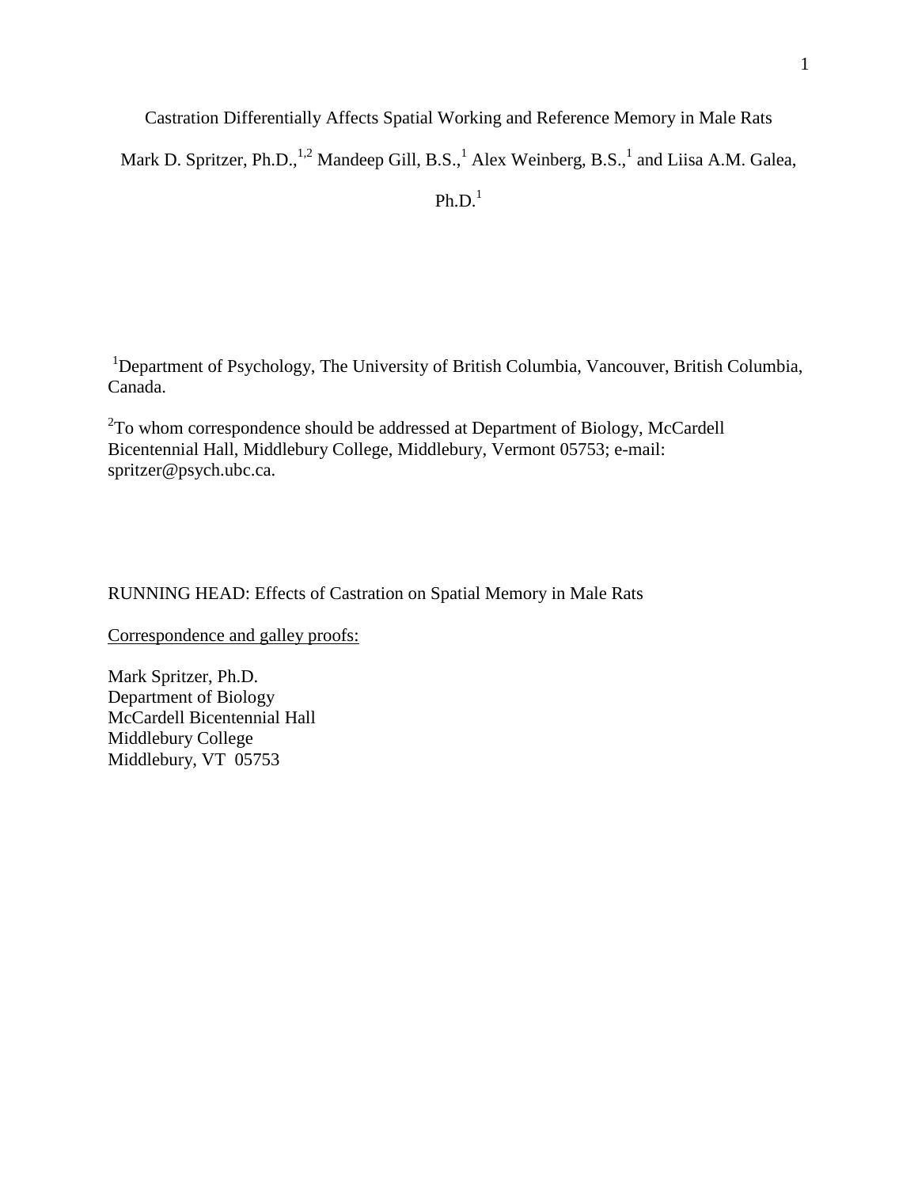# Castration Differentially Affects Spatial Working and Reference Memory in Male Rats

Mark D. Spritzer, Ph.D.,[1,2] Mandeep Gill, B.S.,[1] Alex Weinberg, B.S.,[1] and Liisa A.M. Galea, Ph.D.[1]

[1]Department of Psychology, The University of British Columbia, Vancouver, British Columbia, Canada.

[2]To whom correspondence should be addressed at Department of Biology, McCardell Bicentennial Hall, Middlebury College, Middlebury, Vermont 05753; e-mail: spritzer@psych.ubc.ca.

RUNNING HEAD: Effects of Castration on Spatial Memory in Male Rats

Correspondence and galley proofs:

Mark Spritzer, Ph.D.  
Department of Biology  
McCardell Bicentennial Hall  
Middlebury College  
Middlebury, VT 05753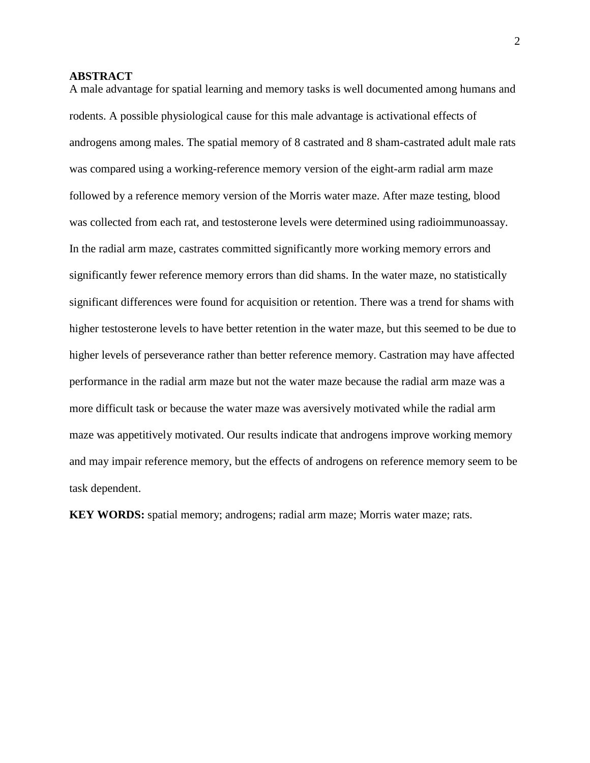## ABSTRACT

A male advantage for spatial learning and memory tasks is well documented among humans and rodents. A possible physiological cause for this male advantage is activational effects of androgens among males. The spatial memory of 8 castrated and 8 sham-castrated adult male rats was compared using a working-reference memory version of the eight-arm radial arm maze followed by a reference memory version of the Morris water maze. After maze testing, blood was collected from each rat, and testosterone levels were determined using radioimmunoassay. In the radial arm maze, castrates committed significantly more working memory errors and significantly fewer reference memory errors than did shams. In the water maze, no statistically significant differences were found for acquisition or retention. There was a trend for shams with higher testosterone levels to have better retention in the water maze, but this seemed to be due to higher levels of perseverance rather than better reference memory. Castration may have affected performance in the radial arm maze but not the water maze because the radial arm maze was a more difficult task or because the water maze was aversively motivated while the radial arm maze was appetitively motivated. Our results indicate that androgens improve working memory and may impair reference memory, but the effects of androgens on reference memory seem to be task dependent.

**KEY WORDS:** spatial memory; androgens; radial arm maze; Morris water maze; rats.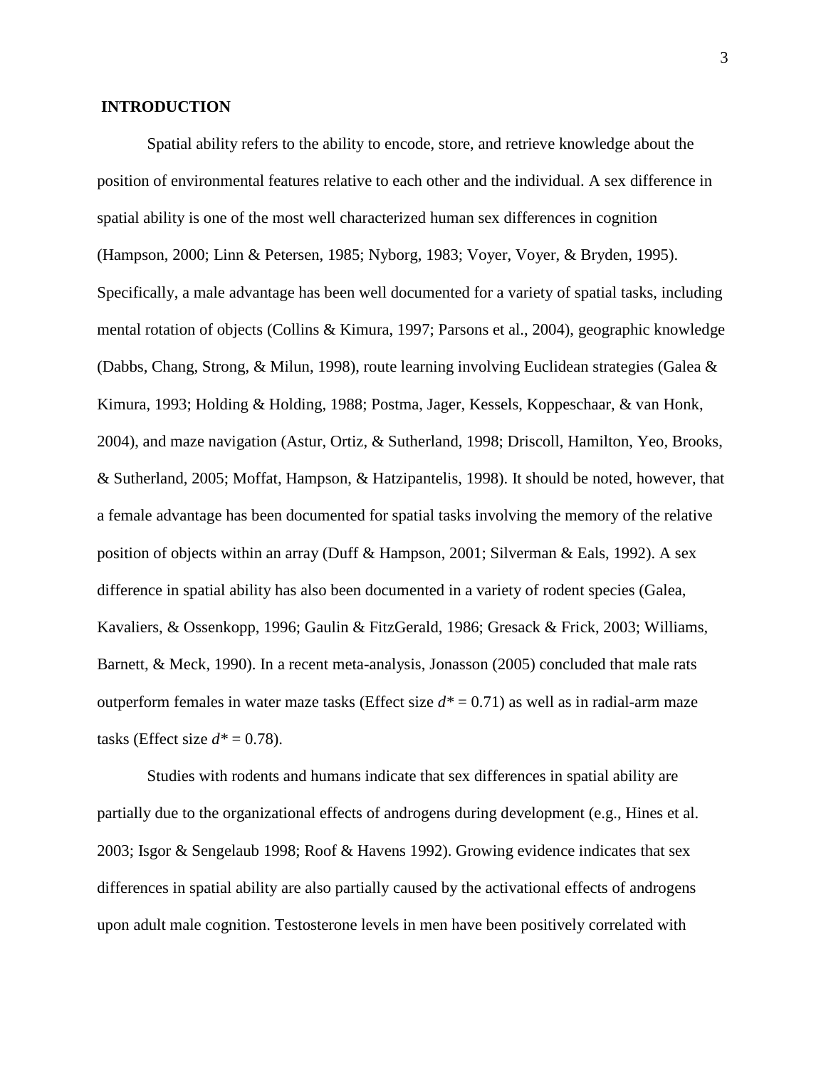## INTRODUCTION

Spatial ability refers to the ability to encode, store, and retrieve knowledge about the position of environmental features relative to each other and the individual. A sex difference in spatial ability is one of the most well characterized human sex differences in cognition (Hampson, 2000; Linn & Petersen, 1985; Nyborg, 1983; Voyer, Voyer, & Bryden, 1995). Specifically, a male advantage has been well documented for a variety of spatial tasks, including mental rotation of objects (Collins & Kimura, 1997; Parsons et al., 2004), geographic knowledge (Dabbs, Chang, Strong, & Milun, 1998), route learning involving Euclidean strategies (Galea & Kimura, 1993; Holding & Holding, 1988; Postma, Jager, Kessels, Koppeschaar, & van Honk, 2004), and maze navigation (Astur, Ortiz, & Sutherland, 1998; Driscoll, Hamilton, Yeo, Brooks, & Sutherland, 2005; Moffat, Hampson, & Hatzipantelis, 1998). It should be noted, however, that a female advantage has been documented for spatial tasks involving the memory of the relative position of objects within an array (Duff & Hampson, 2001; Silverman & Eals, 1992). A sex difference in spatial ability has also been documented in a variety of rodent species (Galea, Kavaliers, & Ossenkopp, 1996; Gaulin & FitzGerald, 1986; Gresack & Frick, 2003; Williams, Barnett, & Meck, 1990). In a recent meta-analysis, Jonasson (2005) concluded that male rats outperform females in water maze tasks (Effect size $d^* = 0.71$) as well as in radial-arm maze tasks (Effect size $d^* = 0.78$).

Studies with rodents and humans indicate that sex differences in spatial ability are partially due to the organizational effects of androgens during development (e.g., Hines et al. 2003; Isgor & Sengelaub 1998; Roof & Havens 1992). Growing evidence indicates that sex differences in spatial ability are also partially caused by the activational effects of androgens upon adult male cognition. Testosterone levels in men have been positively correlated with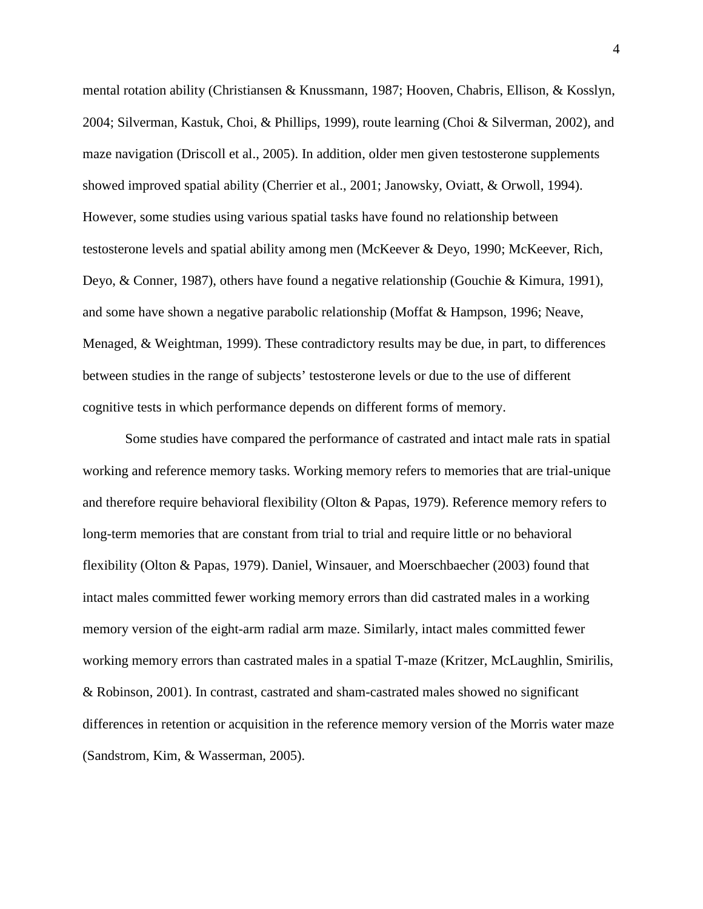mental rotation ability (Christiansen & Knussmann, 1987; Hooven, Chabris, Ellison, & Kosslyn, 2004; Silverman, Kastuk, Choi, & Phillips, 1999), route learning (Choi & Silverman, 2002), and maze navigation (Driscoll et al., 2005). In addition, older men given testosterone supplements showed improved spatial ability (Cherrier et al., 2001; Janowsky, Oviatt, & Orwoll, 1994). However, some studies using various spatial tasks have found no relationship between testosterone levels and spatial ability among men (McKeever & Deyo, 1990; McKeever, Rich, Deyo, & Conner, 1987), others have found a negative relationship (Gouchie & Kimura, 1991), and some have shown a negative parabolic relationship (Moffat & Hampson, 1996; Neave, Menaged, & Weightman, 1999). These contradictory results may be due, in part, to differences between studies in the range of subjects' testosterone levels or due to the use of different cognitive tests in which performance depends on different forms of memory.

Some studies have compared the performance of castrated and intact male rats in spatial working and reference memory tasks. Working memory refers to memories that are trial-unique and therefore require behavioral flexibility (Olton & Papas, 1979). Reference memory refers to long-term memories that are constant from trial to trial and require little or no behavioral flexibility (Olton & Papas, 1979). Daniel, Winsauer, and Moerschbaecher (2003) found that intact males committed fewer working memory errors than did castrated males in a working memory version of the eight-arm radial arm maze. Similarly, intact males committed fewer working memory errors than castrated males in a spatial T-maze (Kritzer, McLaughlin, Smirilis, & Robinson, 2001). In contrast, castrated and sham-castrated males showed no significant differences in retention or acquisition in the reference memory version of the Morris water maze (Sandstrom, Kim, & Wasserman, 2005).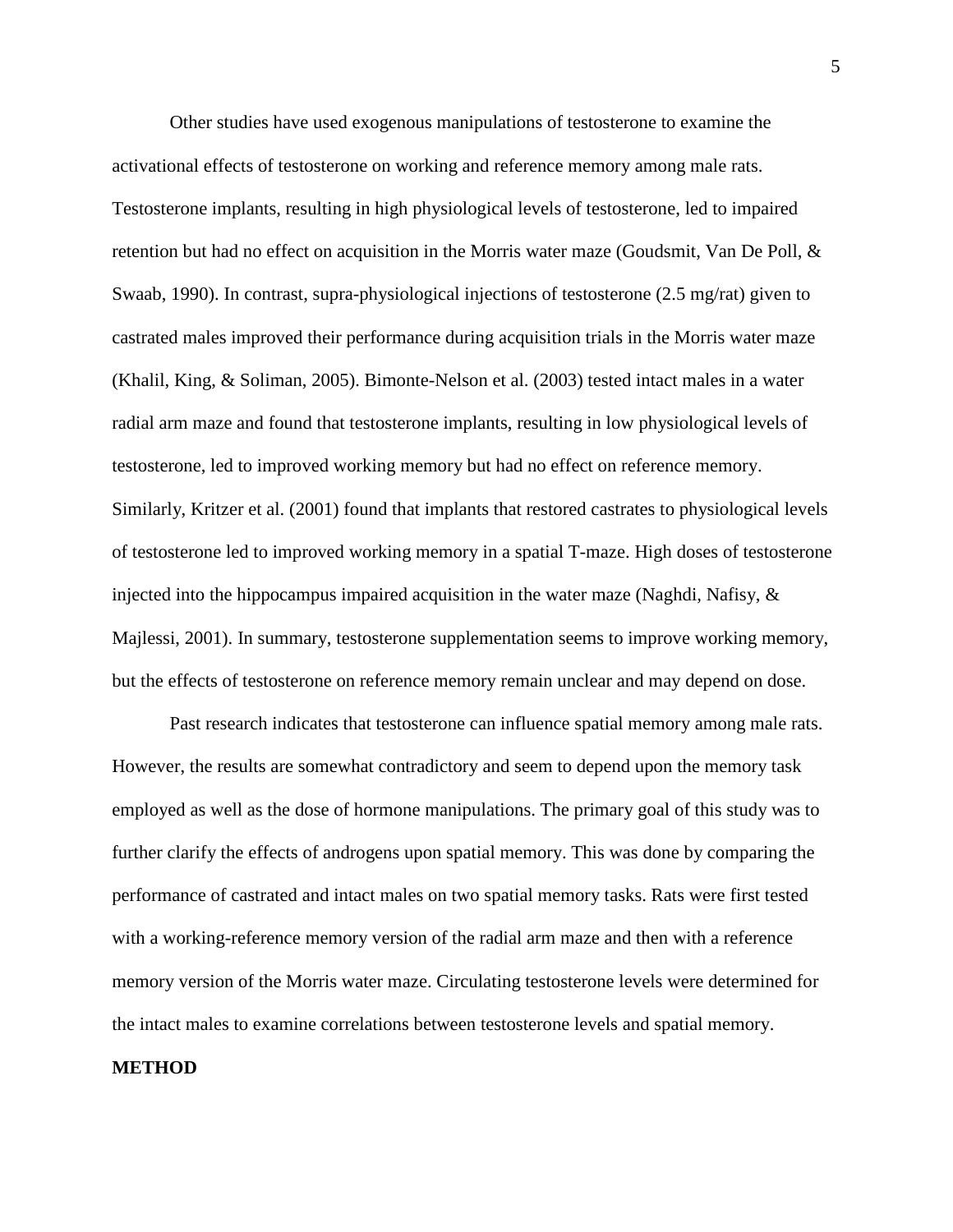Other studies have used exogenous manipulations of testosterone to examine the activational effects of testosterone on working and reference memory among male rats. Testosterone implants, resulting in high physiological levels of testosterone, led to impaired retention but had no effect on acquisition in the Morris water maze (Goudsmit, Van De Poll, & Swaab, 1990). In contrast, supra-physiological injections of testosterone (2.5 mg/rat) given to castrated males improved their performance during acquisition trials in the Morris water maze (Khalil, King, & Soliman, 2005). Bimonte-Nelson et al. (2003) tested intact males in a water radial arm maze and found that testosterone implants, resulting in low physiological levels of testosterone, led to improved working memory but had no effect on reference memory. Similarly, Kritzer et al. (2001) found that implants that restored castrates to physiological levels of testosterone led to improved working memory in a spatial T-maze. High doses of testosterone injected into the hippocampus impaired acquisition in the water maze (Naghdi, Nafisy, & Majlessi, 2001). In summary, testosterone supplementation seems to improve working memory, but the effects of testosterone on reference memory remain unclear and may depend on dose.

Past research indicates that testosterone can influence spatial memory among male rats. However, the results are somewhat contradictory and seem to depend upon the memory task employed as well as the dose of hormone manipulations. The primary goal of this study was to further clarify the effects of androgens upon spatial memory. This was done by comparing the performance of castrated and intact males on two spatial memory tasks. Rats were first tested with a working-reference memory version of the radial arm maze and then with a reference memory version of the Morris water maze. Circulating testosterone levels were determined for the intact males to examine correlations between testosterone levels and spatial memory.

**METHOD**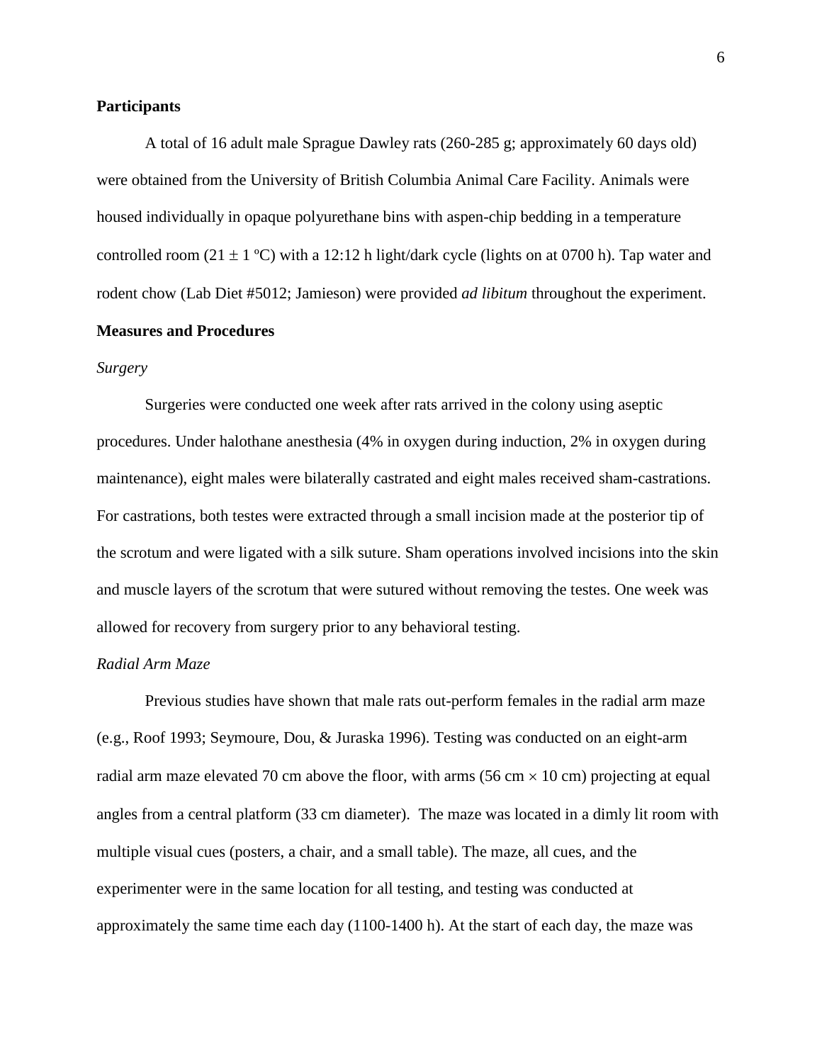**Participants**

A total of 16 adult male Sprague Dawley rats (260-285 g; approximately 60 days old) were obtained from the University of British Columbia Animal Care Facility. Animals were housed individually in opaque polyurethane bins with aspen-chip bedding in a temperature controlled room ($21 \pm 1$ ºC) with a 12:12 h light/dark cycle (lights on at 0700 h). Tap water and rodent chow (Lab Diet #5012; Jamieson) were provided *ad libitum* throughout the experiment.

**Measures and Procedures**

*Surgery*

Surgeries were conducted one week after rats arrived in the colony using aseptic procedures. Under halothane anesthesia (4% in oxygen during induction, 2% in oxygen during maintenance), eight males were bilaterally castrated and eight males received sham-castrations. For castrations, both testes were extracted through a small incision made at the posterior tip of the scrotum and were ligated with a silk suture. Sham operations involved incisions into the skin and muscle layers of the scrotum that were sutured without removing the testes. One week was allowed for recovery from surgery prior to any behavioral testing.

*Radial Arm Maze*

Previous studies have shown that male rats out-perform females in the radial arm maze (e.g., Roof 1993; Seymoure, Dou, & Juraska 1996). Testing was conducted on an eight-arm radial arm maze elevated 70 cm above the floor, with arms (56 cm $\times$ 10 cm) projecting at equal angles from a central platform (33 cm diameter). The maze was located in a dimly lit room with multiple visual cues (posters, a chair, and a small table). The maze, all cues, and the experimenter were in the same location for all testing, and testing was conducted at approximately the same time each day (1100-1400 h). At the start of each day, the maze was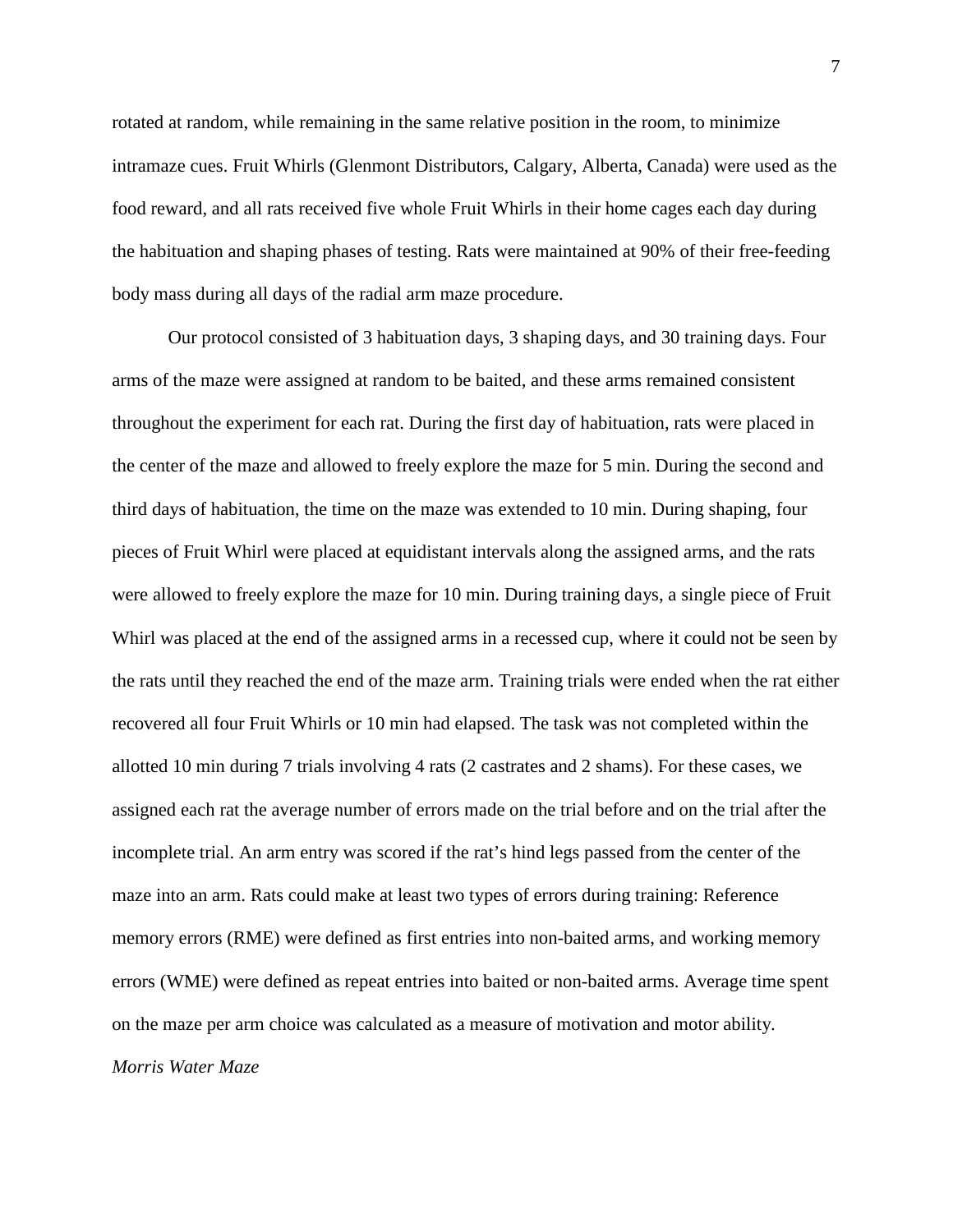rotated at random, while remaining in the same relative position in the room, to minimize intramaze cues. Fruit Whirls (Glenmont Distributors, Calgary, Alberta, Canada) were used as the food reward, and all rats received five whole Fruit Whirls in their home cages each day during the habituation and shaping phases of testing. Rats were maintained at 90% of their free-feeding body mass during all days of the radial arm maze procedure.

Our protocol consisted of 3 habituation days, 3 shaping days, and 30 training days. Four arms of the maze were assigned at random to be baited, and these arms remained consistent throughout the experiment for each rat. During the first day of habituation, rats were placed in the center of the maze and allowed to freely explore the maze for 5 min. During the second and third days of habituation, the time on the maze was extended to 10 min. During shaping, four pieces of Fruit Whirl were placed at equidistant intervals along the assigned arms, and the rats were allowed to freely explore the maze for 10 min. During training days, a single piece of Fruit Whirl was placed at the end of the assigned arms in a recessed cup, where it could not be seen by the rats until they reached the end of the maze arm. Training trials were ended when the rat either recovered all four Fruit Whirls or 10 min had elapsed. The task was not completed within the allotted 10 min during 7 trials involving 4 rats (2 castrates and 2 shams). For these cases, we assigned each rat the average number of errors made on the trial before and on the trial after the incomplete trial. An arm entry was scored if the rat's hind legs passed from the center of the maze into an arm. Rats could make at least two types of errors during training: Reference memory errors (RME) were defined as first entries into non-baited arms, and working memory errors (WME) were defined as repeat entries into baited or non-baited arms. Average time spent on the maze per arm choice was calculated as a measure of motivation and motor ability.

*Morris Water Maze*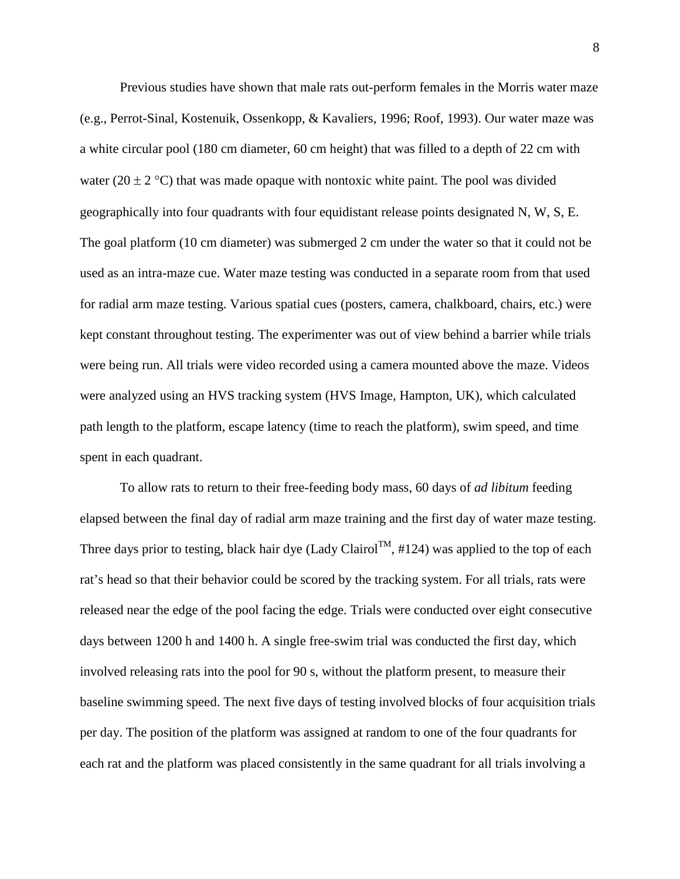Previous studies have shown that male rats out-perform females in the Morris water maze (e.g., Perrot-Sinal, Kostenuik, Ossenkopp, & Kavaliers, 1996; Roof, 1993). Our water maze was a white circular pool (180 cm diameter, 60 cm height) that was filled to a depth of 22 cm with water ($20 \pm 2$ °C) that was made opaque with nontoxic white paint. The pool was divided geographically into four quadrants with four equidistant release points designated N, W, S, E. The goal platform (10 cm diameter) was submerged 2 cm under the water so that it could not be used as an intra-maze cue. Water maze testing was conducted in a separate room from that used for radial arm maze testing. Various spatial cues (posters, camera, chalkboard, chairs, etc.) were kept constant throughout testing. The experimenter was out of view behind a barrier while trials were being run. All trials were video recorded using a camera mounted above the maze. Videos were analyzed using an HVS tracking system (HVS Image, Hampton, UK), which calculated path length to the platform, escape latency (time to reach the platform), swim speed, and time spent in each quadrant.

To allow rats to return to their free-feeding body mass, 60 days of *ad libitum* feeding elapsed between the final day of radial arm maze training and the first day of water maze testing. Three days prior to testing, black hair dye (Lady Clairol™, #124) was applied to the top of each rat's head so that their behavior could be scored by the tracking system. For all trials, rats were released near the edge of the pool facing the edge. Trials were conducted over eight consecutive days between 1200 h and 1400 h. A single free-swim trial was conducted the first day, which involved releasing rats into the pool for 90 s, without the platform present, to measure their baseline swimming speed. The next five days of testing involved blocks of four acquisition trials per day. The position of the platform was assigned at random to one of the four quadrants for each rat and the platform was placed consistently in the same quadrant for all trials involving a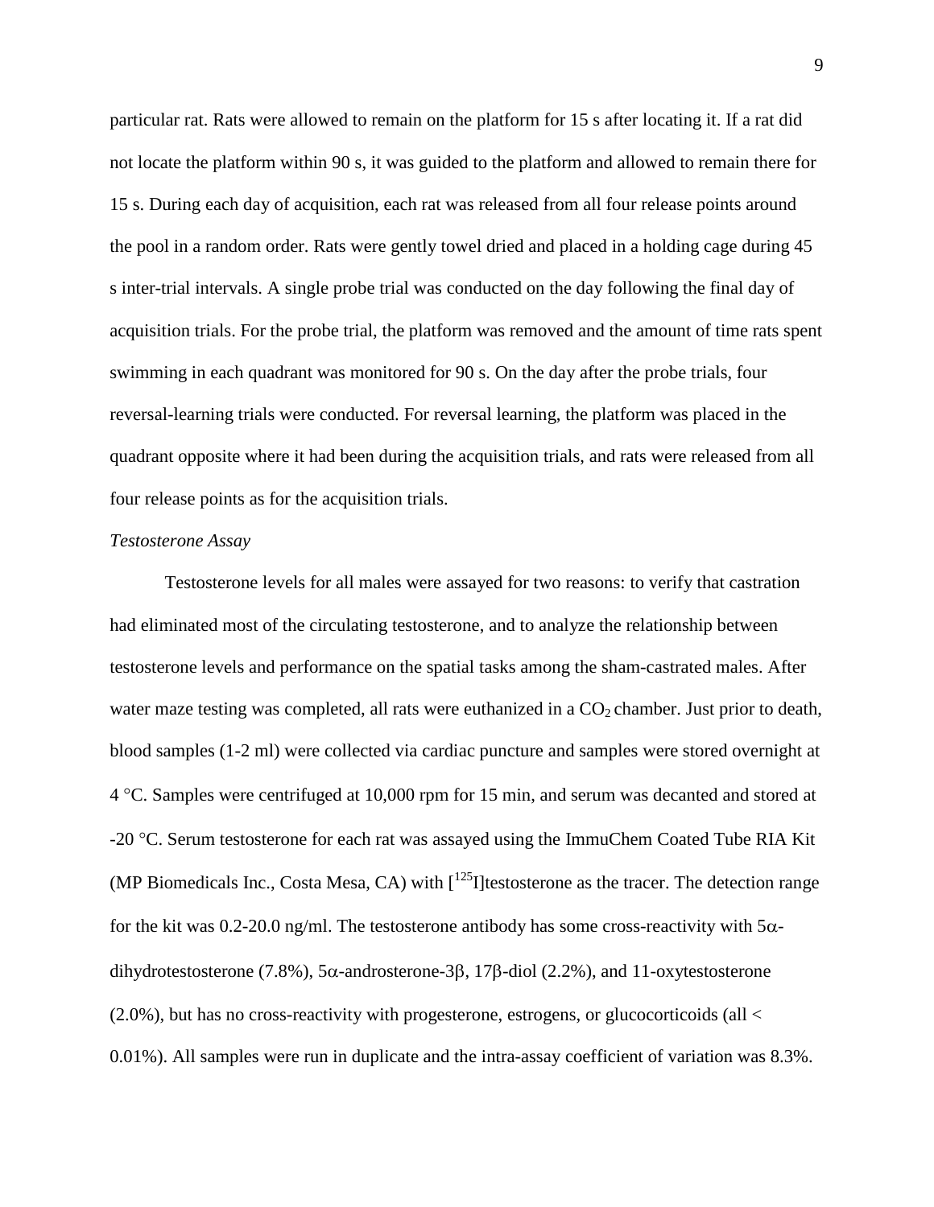particular rat. Rats were allowed to remain on the platform for 15 s after locating it. If a rat did not locate the platform within 90 s, it was guided to the platform and allowed to remain there for 15 s. During each day of acquisition, each rat was released from all four release points around the pool in a random order. Rats were gently towel dried and placed in a holding cage during 45 s inter-trial intervals. A single probe trial was conducted on the day following the final day of acquisition trials. For the probe trial, the platform was removed and the amount of time rats spent swimming in each quadrant was monitored for 90 s. On the day after the probe trials, four reversal-learning trials were conducted. For reversal learning, the platform was placed in the quadrant opposite where it had been during the acquisition trials, and rats were released from all four release points as for the acquisition trials.

*Testosterone Assay*

Testosterone levels for all males were assayed for two reasons: to verify that castration had eliminated most of the circulating testosterone, and to analyze the relationship between testosterone levels and performance on the spatial tasks among the sham-castrated males. After water maze testing was completed, all rats were euthanized in a $CO_2$ chamber. Just prior to death, blood samples (1-2 ml) were collected via cardiac puncture and samples were stored overnight at 4 °C. Samples were centrifuged at 10,000 rpm for 15 min, and serum was decanted and stored at -20 °C. Serum testosterone for each rat was assayed using the ImmuChem Coated Tube RIA Kit (MP Biomedicals Inc., Costa Mesa, CA) with [$^{125}$I]testosterone as the tracer. The detection range for the kit was 0.2-20.0 ng/ml. The testosterone antibody has some cross-reactivity with 5α-dihydrotestosterone (7.8%), 5α-androsterone-3β, 17β-diol (2.2%), and 11-oxytestosterone (2.0%), but has no cross-reactivity with progesterone, estrogens, or glucocorticoids (all < 0.01%). All samples were run in duplicate and the intra-assay coefficient of variation was 8.3%.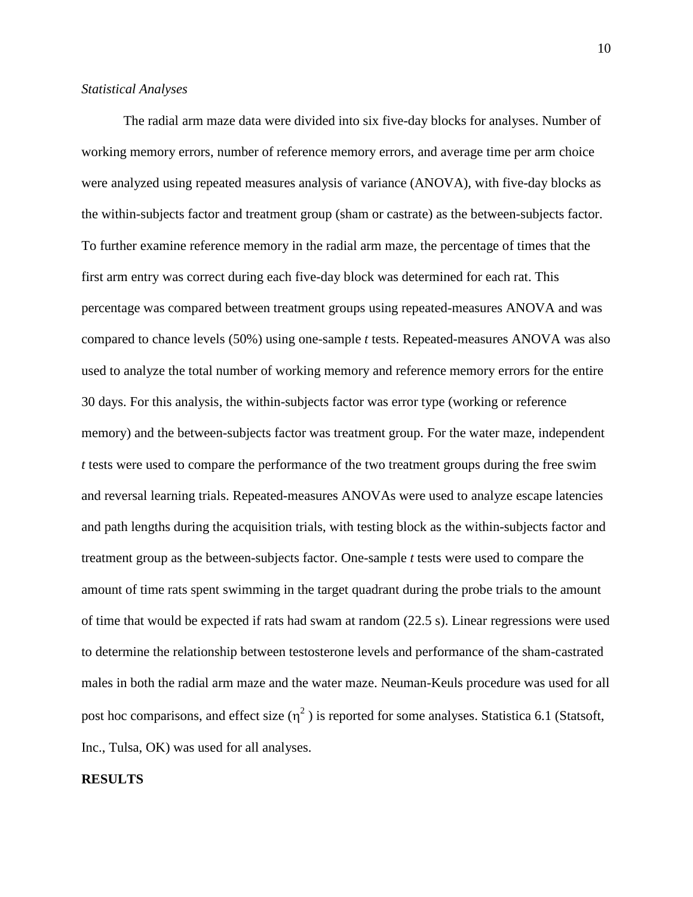*Statistical Analyses*

The radial arm maze data were divided into six five-day blocks for analyses. Number of working memory errors, number of reference memory errors, and average time per arm choice were analyzed using repeated measures analysis of variance (ANOVA), with five-day blocks as the within-subjects factor and treatment group (sham or castrate) as the between-subjects factor. To further examine reference memory in the radial arm maze, the percentage of times that the first arm entry was correct during each five-day block was determined for each rat. This percentage was compared between treatment groups using repeated-measures ANOVA and was compared to chance levels (50%) using one-sample *t* tests. Repeated-measures ANOVA was also used to analyze the total number of working memory and reference memory errors for the entire 30 days. For this analysis, the within-subjects factor was error type (working or reference memory) and the between-subjects factor was treatment group. For the water maze, independent *t* tests were used to compare the performance of the two treatment groups during the free swim and reversal learning trials. Repeated-measures ANOVAs were used to analyze escape latencies and path lengths during the acquisition trials, with testing block as the within-subjects factor and treatment group as the between-subjects factor. One-sample *t* tests were used to compare the amount of time rats spent swimming in the target quadrant during the probe trials to the amount of time that would be expected if rats had swam at random (22.5 s). Linear regressions were used to determine the relationship between testosterone levels and performance of the sham-castrated males in both the radial arm maze and the water maze. Neuman-Keuls procedure was used for all post hoc comparisons, and effect size ($\eta^2$) is reported for some analyses. Statistica 6.1 (Statsoft, Inc., Tulsa, OK) was used for all analyses.

**RESULTS**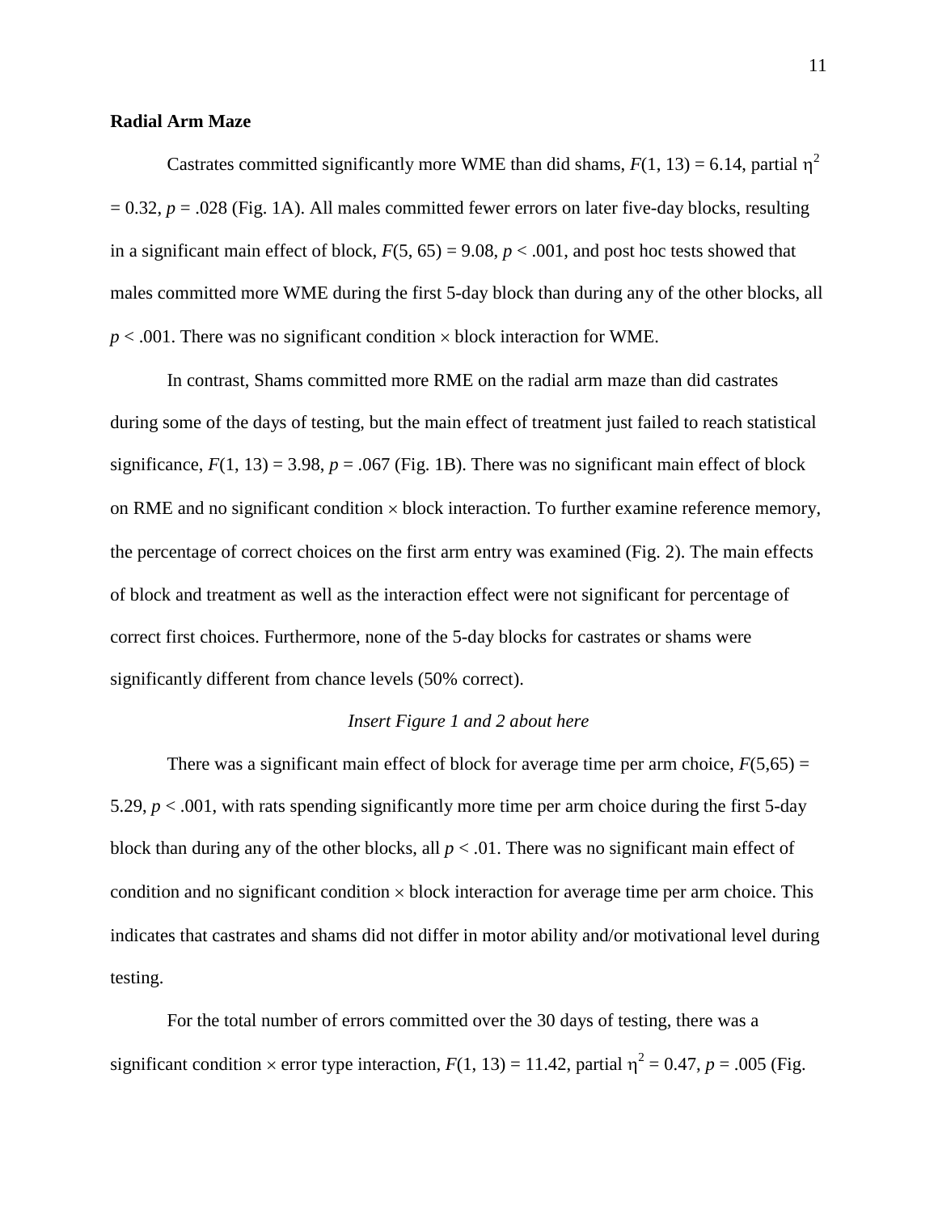**Radial Arm Maze**

Castrates committed significantly more WME than did shams, $F(1, 13) = 6.14$, partial $\eta^2 = 0.32$, $p = .028$ (Fig. 1A). All males committed fewer errors on later five-day blocks, resulting in a significant main effect of block, $F(5, 65) = 9.08$, $p < .001$, and post hoc tests showed that males committed more WME during the first 5-day block than during any of the other blocks, all $p < .001$. There was no significant condition × block interaction for WME.

In contrast, Shams committed more RME on the radial arm maze than did castrates during some of the days of testing, but the main effect of treatment just failed to reach statistical significance, $F(1, 13) = 3.98$, $p = .067$ (Fig. 1B). There was no significant main effect of block on RME and no significant condition × block interaction. To further examine reference memory, the percentage of correct choices on the first arm entry was examined (Fig. 2). The main effects of block and treatment as well as the interaction effect were not significant for percentage of correct first choices. Furthermore, none of the 5-day blocks for castrates or shams were significantly different from chance levels (50% correct).

*Insert Figure 1 and 2 about here*

There was a significant main effect of block for average time per arm choice, $F(5,65) = 5.29$, $p < .001$, with rats spending significantly more time per arm choice during the first 5-day block than during any of the other blocks, all $p < .01$. There was no significant main effect of condition and no significant condition × block interaction for average time per arm choice. This indicates that castrates and shams did not differ in motor ability and/or motivational level during testing.

For the total number of errors committed over the 30 days of testing, there was a significant condition × error type interaction, $F(1, 13) = 11.42$, partial $\eta^2 = 0.47$, $p = .005$ (Fig.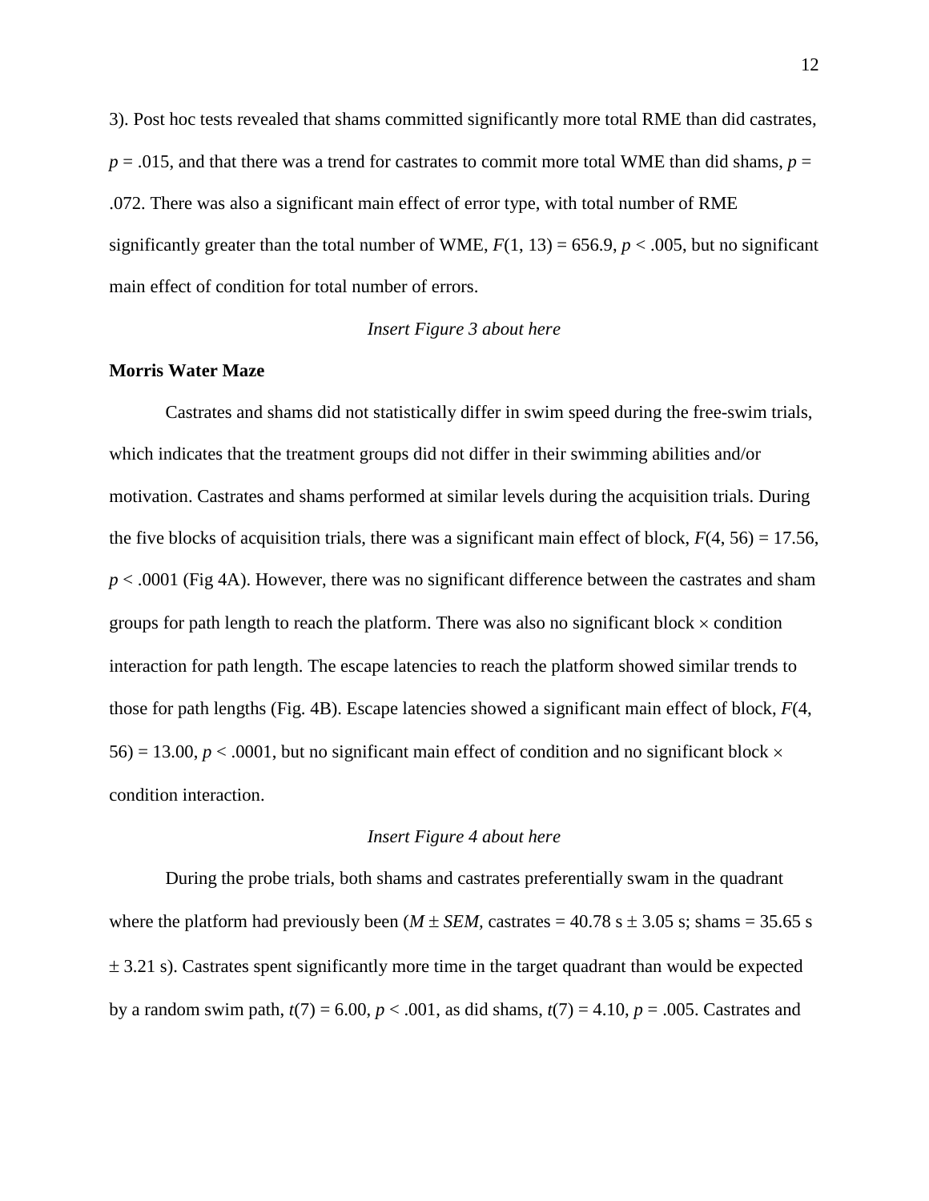3). Post hoc tests revealed that shams committed significantly more total RME than did castrates, $p = .015$, and that there was a trend for castrates to commit more total WME than did shams, $p = .072$. There was also a significant main effect of error type, with total number of RME significantly greater than the total number of WME, $F(1, 13) = 656.9$, $p < .005$, but no significant main effect of condition for total number of errors.

*Insert Figure 3 about here*

**Morris Water Maze**

Castrates and shams did not statistically differ in swim speed during the free-swim trials, which indicates that the treatment groups did not differ in their swimming abilities and/or motivation. Castrates and shams performed at similar levels during the acquisition trials. During the five blocks of acquisition trials, there was a significant main effect of block, $F(4, 56) = 17.56$, $p < .0001$ (Fig 4A). However, there was no significant difference between the castrates and sham groups for path length to reach the platform. There was also no significant block $\times$ condition interaction for path length. The escape latencies to reach the platform showed similar trends to those for path lengths (Fig. 4B). Escape latencies showed a significant main effect of block, $F(4, 56) = 13.00$, $p < .0001$, but no significant main effect of condition and no significant block $\times$ condition interaction.

*Insert Figure 4 about here*

During the probe trials, both shams and castrates preferentially swam in the quadrant where the platform had previously been ($M \pm SEM$, castrates = 40.78 s $\pm$ 3.05 s; shams = 35.65 s $\pm$ 3.21 s). Castrates spent significantly more time in the target quadrant than would be expected by a random swim path, $t(7) = 6.00$, $p < .001$, as did shams, $t(7) = 4.10$, $p = .005$. Castrates and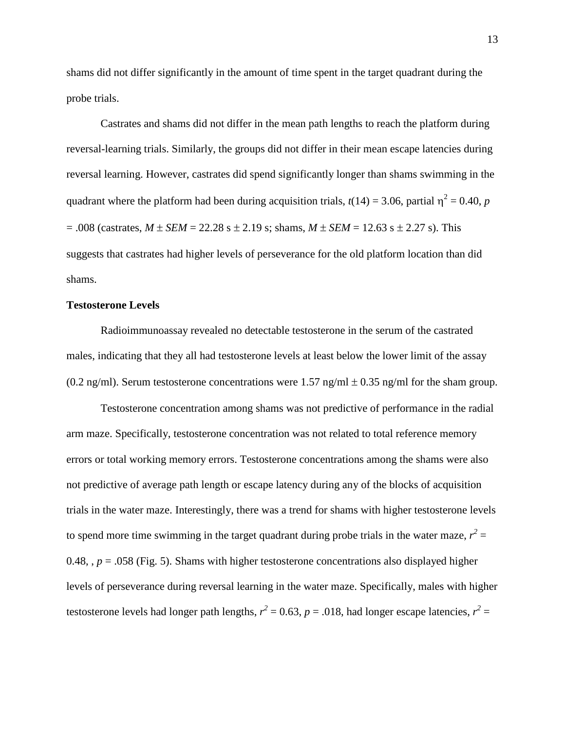shams did not differ significantly in the amount of time spent in the target quadrant during the probe trials.

Castrates and shams did not differ in the mean path lengths to reach the platform during reversal-learning trials. Similarly, the groups did not differ in their mean escape latencies during reversal learning. However, castrates did spend significantly longer than shams swimming in the quadrant where the platform had been during acquisition trials, $t(14) = 3.06$, partial $\eta^2 = 0.40$, $p = .008$ (castrates, $M \pm SEM = 22.28$ s $\pm$ 2.19 s; shams, $M \pm SEM = 12.63$ s $\pm$ 2.27 s). This suggests that castrates had higher levels of perseverance for the old platform location than did shams.

**Testosterone Levels**

Radioimmunoassay revealed no detectable testosterone in the serum of the castrated males, indicating that they all had testosterone levels at least below the lower limit of the assay (0.2 ng/ml). Serum testosterone concentrations were 1.57 ng/ml $\pm$ 0.35 ng/ml for the sham group.

Testosterone concentration among shams was not predictive of performance in the radial arm maze. Specifically, testosterone concentration was not related to total reference memory errors or total working memory errors. Testosterone concentrations among the shams were also not predictive of average path length or escape latency during any of the blocks of acquisition trials in the water maze. Interestingly, there was a trend for shams with higher testosterone levels to spend more time swimming in the target quadrant during probe trials in the water maze, $r^2 = 0.48$, , $p = .058$ (Fig. 5). Shams with higher testosterone concentrations also displayed higher levels of perseverance during reversal learning in the water maze. Specifically, males with higher testosterone levels had longer path lengths, $r^2 = 0.63$, $p = .018$, had longer escape latencies, $r^2 =$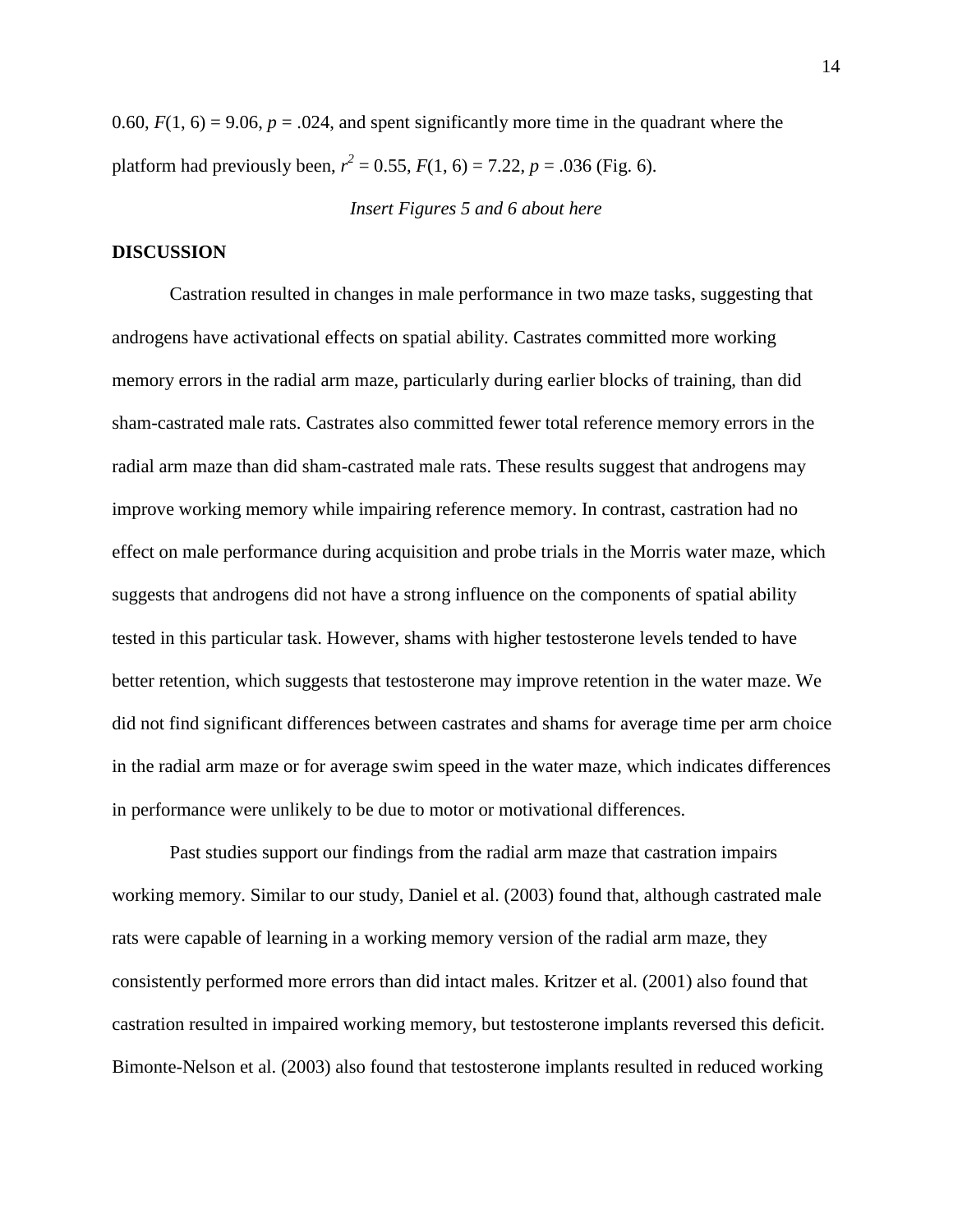0.60, $F(1, 6) = 9.06$, $p = .024$, and spent significantly more time in the quadrant where the platform had previously been, $r^2 = 0.55$, $F(1, 6) = 7.22$, $p = .036$ (Fig. 6).

*Insert Figures 5 and 6 about here*

**DISCUSSION**

Castration resulted in changes in male performance in two maze tasks, suggesting that androgens have activational effects on spatial ability. Castrates committed more working memory errors in the radial arm maze, particularly during earlier blocks of training, than did sham-castrated male rats. Castrates also committed fewer total reference memory errors in the radial arm maze than did sham-castrated male rats. These results suggest that androgens may improve working memory while impairing reference memory. In contrast, castration had no effect on male performance during acquisition and probe trials in the Morris water maze, which suggests that androgens did not have a strong influence on the components of spatial ability tested in this particular task. However, shams with higher testosterone levels tended to have better retention, which suggests that testosterone may improve retention in the water maze. We did not find significant differences between castrates and shams for average time per arm choice in the radial arm maze or for average swim speed in the water maze, which indicates differences in performance were unlikely to be due to motor or motivational differences.

Past studies support our findings from the radial arm maze that castration impairs working memory. Similar to our study, Daniel et al. (2003) found that, although castrated male rats were capable of learning in a working memory version of the radial arm maze, they consistently performed more errors than did intact males. Kritzer et al. (2001) also found that castration resulted in impaired working memory, but testosterone implants reversed this deficit. Bimonte-Nelson et al. (2003) also found that testosterone implants resulted in reduced working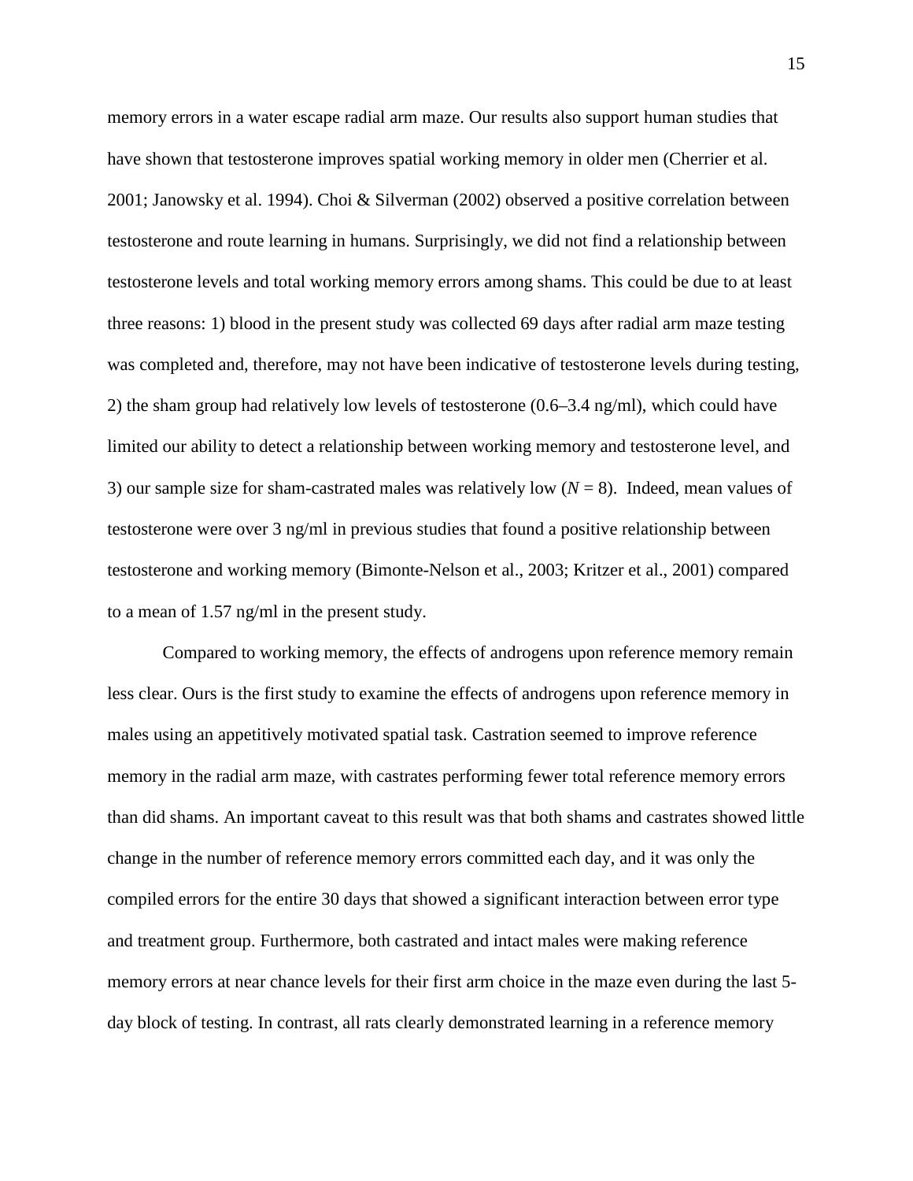memory errors in a water escape radial arm maze. Our results also support human studies that have shown that testosterone improves spatial working memory in older men (Cherrier et al. 2001; Janowsky et al. 1994). Choi & Silverman (2002) observed a positive correlation between testosterone and route learning in humans. Surprisingly, we did not find a relationship between testosterone levels and total working memory errors among shams. This could be due to at least three reasons: 1) blood in the present study was collected 69 days after radial arm maze testing was completed and, therefore, may not have been indicative of testosterone levels during testing, 2) the sham group had relatively low levels of testosterone (0.6–3.4 ng/ml), which could have limited our ability to detect a relationship between working memory and testosterone level, and 3) our sample size for sham-castrated males was relatively low ($N = 8$). Indeed, mean values of testosterone were over 3 ng/ml in previous studies that found a positive relationship between testosterone and working memory (Bimonte-Nelson et al., 2003; Kritzer et al., 2001) compared to a mean of 1.57 ng/ml in the present study.

Compared to working memory, the effects of androgens upon reference memory remain less clear. Ours is the first study to examine the effects of androgens upon reference memory in males using an appetitively motivated spatial task. Castration seemed to improve reference memory in the radial arm maze, with castrates performing fewer total reference memory errors than did shams. An important caveat to this result was that both shams and castrates showed little change in the number of reference memory errors committed each day, and it was only the compiled errors for the entire 30 days that showed a significant interaction between error type and treatment group. Furthermore, both castrated and intact males were making reference memory errors at near chance levels for their first arm choice in the maze even during the last 5-day block of testing. In contrast, all rats clearly demonstrated learning in a reference memory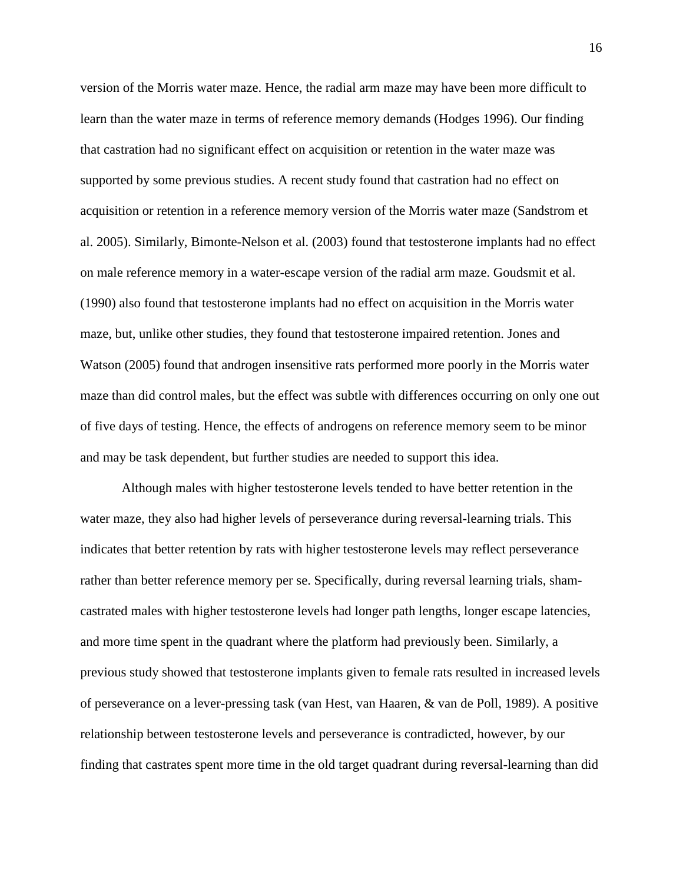version of the Morris water maze. Hence, the radial arm maze may have been more difficult to learn than the water maze in terms of reference memory demands (Hodges 1996). Our finding that castration had no significant effect on acquisition or retention in the water maze was supported by some previous studies. A recent study found that castration had no effect on acquisition or retention in a reference memory version of the Morris water maze (Sandstrom et al. 2005). Similarly, Bimonte-Nelson et al. (2003) found that testosterone implants had no effect on male reference memory in a water-escape version of the radial arm maze. Goudsmit et al. (1990) also found that testosterone implants had no effect on acquisition in the Morris water maze, but, unlike other studies, they found that testosterone impaired retention. Jones and Watson (2005) found that androgen insensitive rats performed more poorly in the Morris water maze than did control males, but the effect was subtle with differences occurring on only one out of five days of testing. Hence, the effects of androgens on reference memory seem to be minor and may be task dependent, but further studies are needed to support this idea.

Although males with higher testosterone levels tended to have better retention in the water maze, they also had higher levels of perseverance during reversal-learning trials. This indicates that better retention by rats with higher testosterone levels may reflect perseverance rather than better reference memory per se. Specifically, during reversal learning trials, sham-castrated males with higher testosterone levels had longer path lengths, longer escape latencies, and more time spent in the quadrant where the platform had previously been. Similarly, a previous study showed that testosterone implants given to female rats resulted in increased levels of perseverance on a lever-pressing task (van Hest, van Haaren, & van de Poll, 1989). A positive relationship between testosterone levels and perseverance is contradicted, however, by our finding that castrates spent more time in the old target quadrant during reversal-learning than did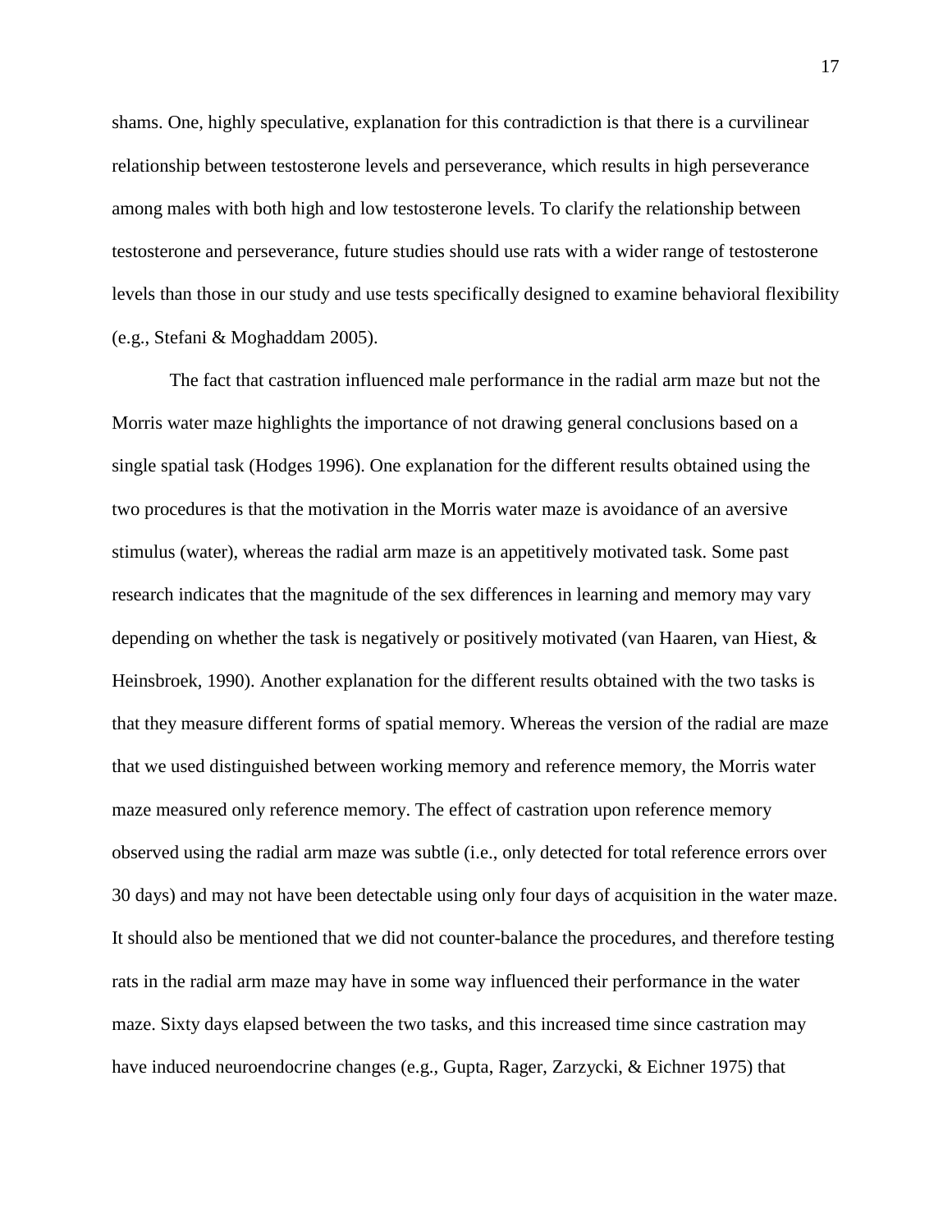shams. One, highly speculative, explanation for this contradiction is that there is a curvilinear relationship between testosterone levels and perseverance, which results in high perseverance among males with both high and low testosterone levels. To clarify the relationship between testosterone and perseverance, future studies should use rats with a wider range of testosterone levels than those in our study and use tests specifically designed to examine behavioral flexibility (e.g., Stefani & Moghaddam 2005).

The fact that castration influenced male performance in the radial arm maze but not the Morris water maze highlights the importance of not drawing general conclusions based on a single spatial task (Hodges 1996). One explanation for the different results obtained using the two procedures is that the motivation in the Morris water maze is avoidance of an aversive stimulus (water), whereas the radial arm maze is an appetitively motivated task. Some past research indicates that the magnitude of the sex differences in learning and memory may vary depending on whether the task is negatively or positively motivated (van Haaren, van Hiest, & Heinsbroek, 1990). Another explanation for the different results obtained with the two tasks is that they measure different forms of spatial memory. Whereas the version of the radial are maze that we used distinguished between working memory and reference memory, the Morris water maze measured only reference memory. The effect of castration upon reference memory observed using the radial arm maze was subtle (i.e., only detected for total reference errors over 30 days) and may not have been detectable using only four days of acquisition in the water maze. It should also be mentioned that we did not counter-balance the procedures, and therefore testing rats in the radial arm maze may have in some way influenced their performance in the water maze. Sixty days elapsed between the two tasks, and this increased time since castration may have induced neuroendocrine changes (e.g., Gupta, Rager, Zarzycki, & Eichner 1975) that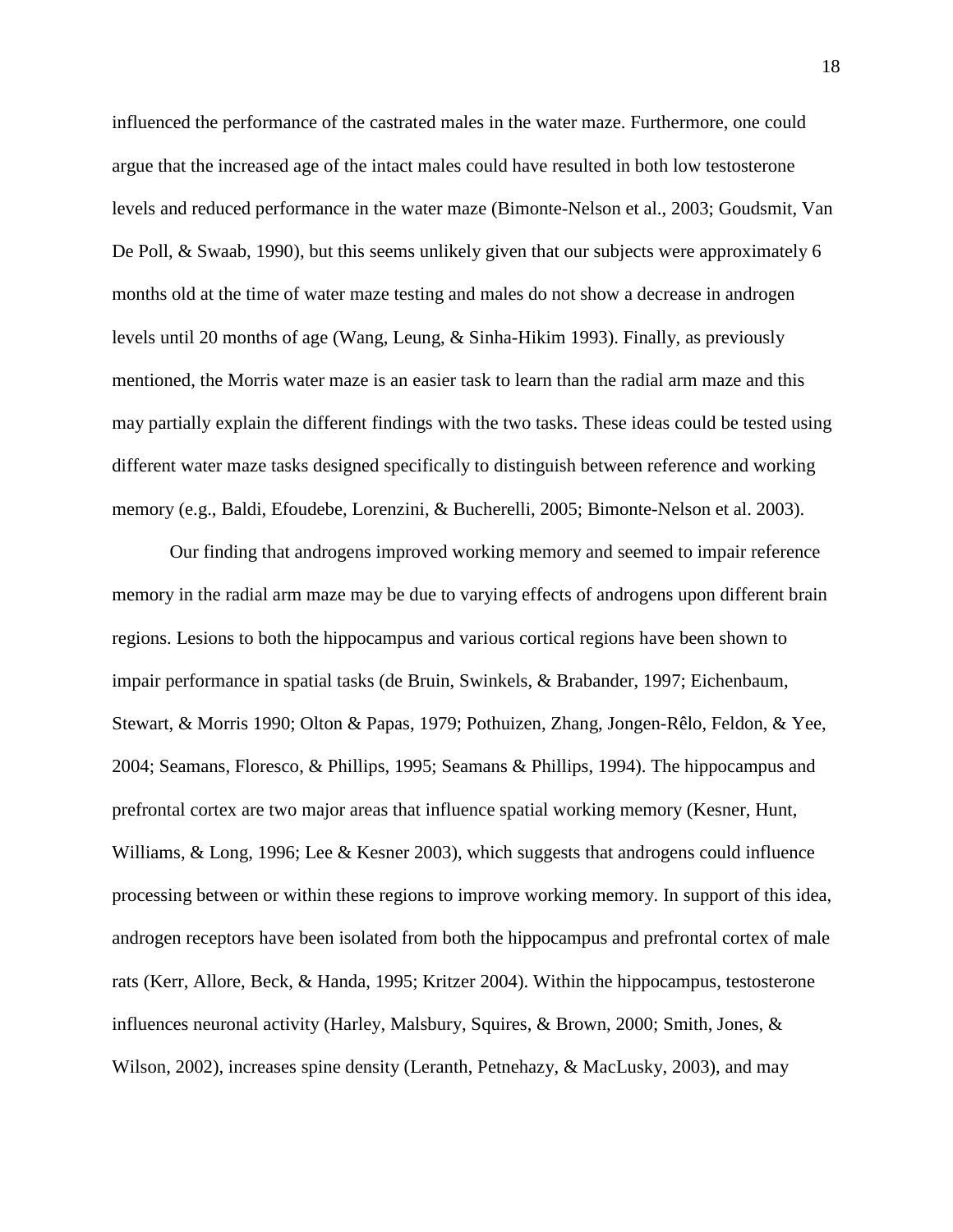influenced the performance of the castrated males in the water maze. Furthermore, one could argue that the increased age of the intact males could have resulted in both low testosterone levels and reduced performance in the water maze (Bimonte-Nelson et al., 2003; Goudsmit, Van De Poll, & Swaab, 1990), but this seems unlikely given that our subjects were approximately 6 months old at the time of water maze testing and males do not show a decrease in androgen levels until 20 months of age (Wang, Leung, & Sinha-Hikim 1993). Finally, as previously mentioned, the Morris water maze is an easier task to learn than the radial arm maze and this may partially explain the different findings with the two tasks. These ideas could be tested using different water maze tasks designed specifically to distinguish between reference and working memory (e.g., Baldi, Efoudebe, Lorenzini, & Bucherelli, 2005; Bimonte-Nelson et al. 2003).

Our finding that androgens improved working memory and seemed to impair reference memory in the radial arm maze may be due to varying effects of androgens upon different brain regions. Lesions to both the hippocampus and various cortical regions have been shown to impair performance in spatial tasks (de Bruin, Swinkels, & Brabander, 1997; Eichenbaum, Stewart, & Morris 1990; Olton & Papas, 1979; Pothuizen, Zhang, Jongen-Rêlo, Feldon, & Yee, 2004; Seamans, Floresco, & Phillips, 1995; Seamans & Phillips, 1994). The hippocampus and prefrontal cortex are two major areas that influence spatial working memory (Kesner, Hunt, Williams, & Long, 1996; Lee & Kesner 2003), which suggests that androgens could influence processing between or within these regions to improve working memory. In support of this idea, androgen receptors have been isolated from both the hippocampus and prefrontal cortex of male rats (Kerr, Allore, Beck, & Handa, 1995; Kritzer 2004). Within the hippocampus, testosterone influences neuronal activity (Harley, Malsbury, Squires, & Brown, 2000; Smith, Jones, & Wilson, 2002), increases spine density (Leranth, Petnehazy, & MacLusky, 2003), and may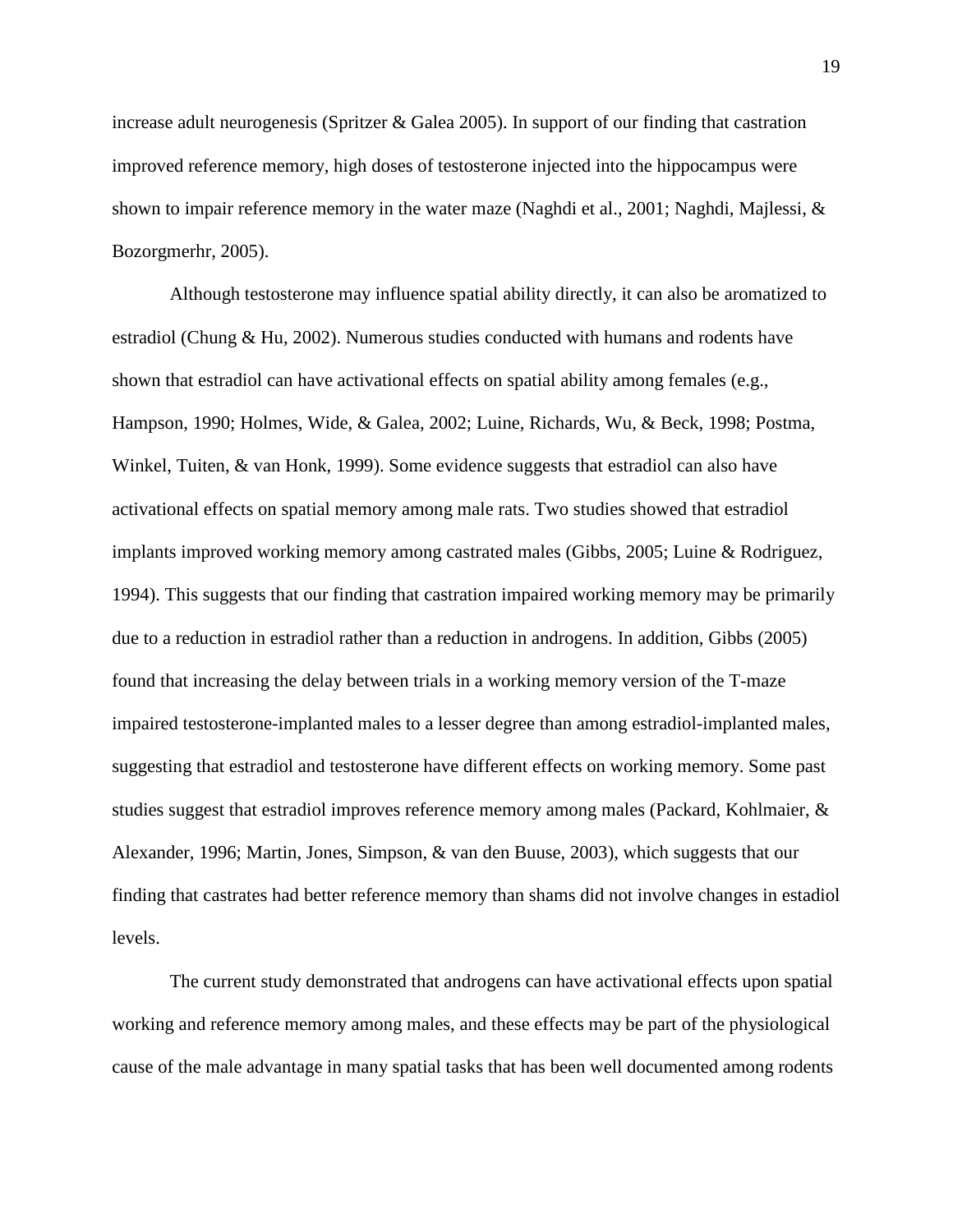increase adult neurogenesis (Spritzer & Galea 2005). In support of our finding that castration improved reference memory, high doses of testosterone injected into the hippocampus were shown to impair reference memory in the water maze (Naghdi et al., 2001; Naghdi, Majlessi, & Bozorgmerhr, 2005).

Although testosterone may influence spatial ability directly, it can also be aromatized to estradiol (Chung & Hu, 2002). Numerous studies conducted with humans and rodents have shown that estradiol can have activational effects on spatial ability among females (e.g., Hampson, 1990; Holmes, Wide, & Galea, 2002; Luine, Richards, Wu, & Beck, 1998; Postma, Winkel, Tuiten, & van Honk, 1999). Some evidence suggests that estradiol can also have activational effects on spatial memory among male rats. Two studies showed that estradiol implants improved working memory among castrated males (Gibbs, 2005; Luine & Rodriguez, 1994). This suggests that our finding that castration impaired working memory may be primarily due to a reduction in estradiol rather than a reduction in androgens. In addition, Gibbs (2005) found that increasing the delay between trials in a working memory version of the T-maze impaired testosterone-implanted males to a lesser degree than among estradiol-implanted males, suggesting that estradiol and testosterone have different effects on working memory. Some past studies suggest that estradiol improves reference memory among males (Packard, Kohlmaier, & Alexander, 1996; Martin, Jones, Simpson, & van den Buuse, 2003), which suggests that our finding that castrates had better reference memory than shams did not involve changes in estadiol levels.

The current study demonstrated that androgens can have activational effects upon spatial working and reference memory among males, and these effects may be part of the physiological cause of the male advantage in many spatial tasks that has been well documented among rodents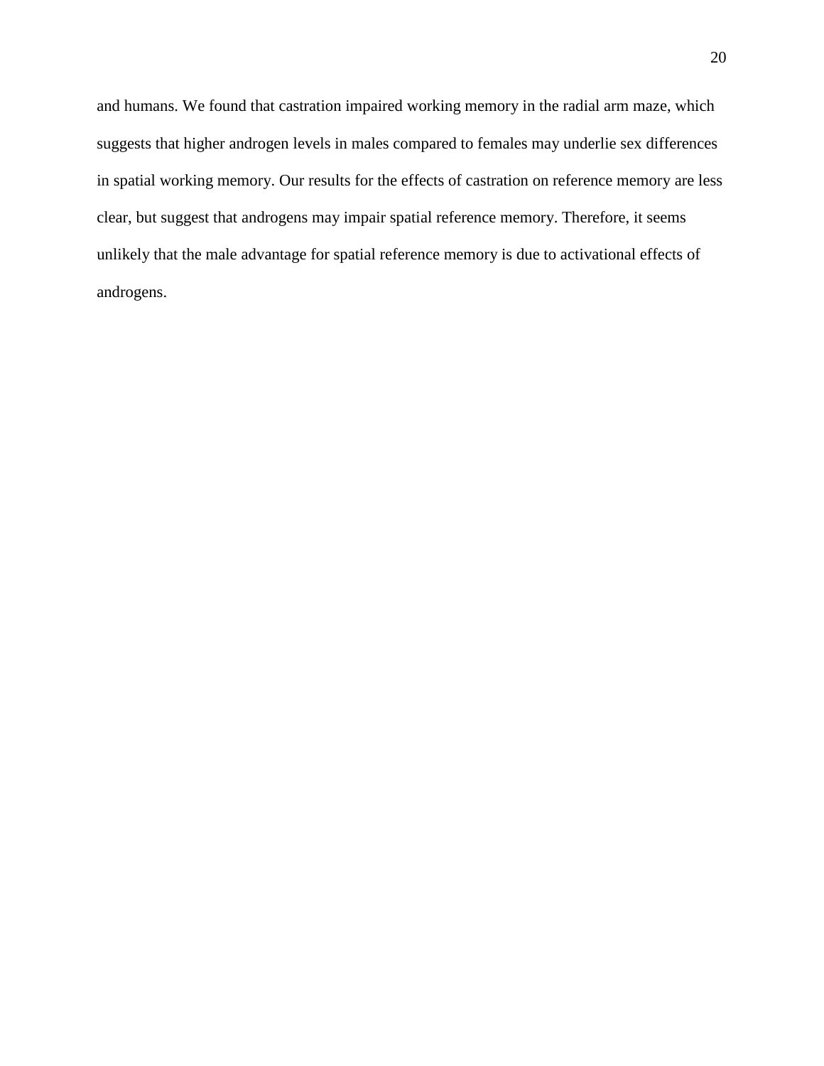and humans. We found that castration impaired working memory in the radial arm maze, which suggests that higher androgen levels in males compared to females may underlie sex differences in spatial working memory. Our results for the effects of castration on reference memory are less clear, but suggest that androgens may impair spatial reference memory. Therefore, it seems unlikely that the male advantage for spatial reference memory is due to activational effects of androgens.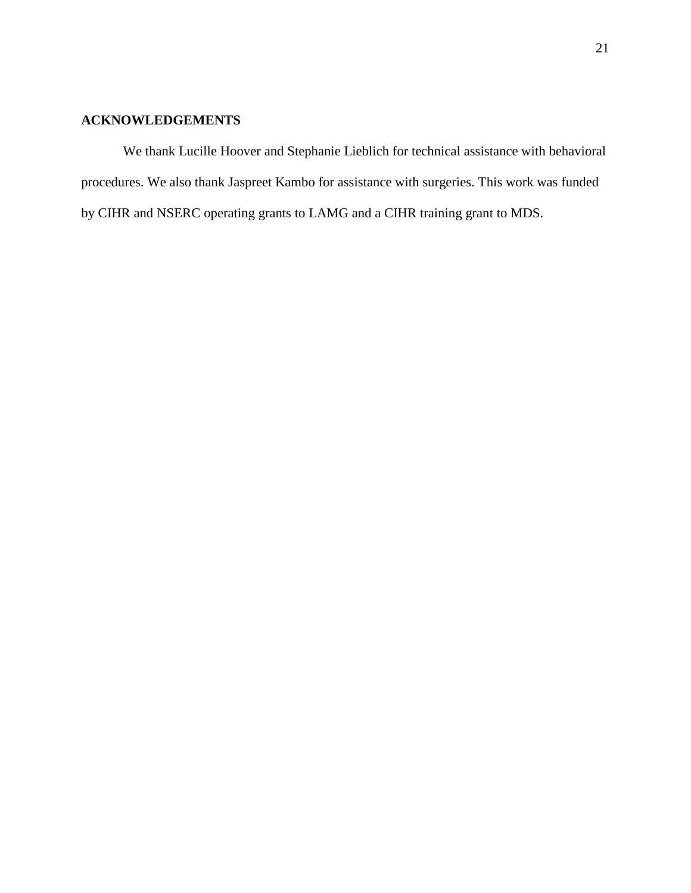## ACKNOWLEDGEMENTS

We thank Lucille Hoover and Stephanie Lieblich for technical assistance with behavioral procedures. We also thank Jaspreet Kambo for assistance with surgeries. This work was funded by CIHR and NSERC operating grants to LAMG and a CIHR training grant to MDS.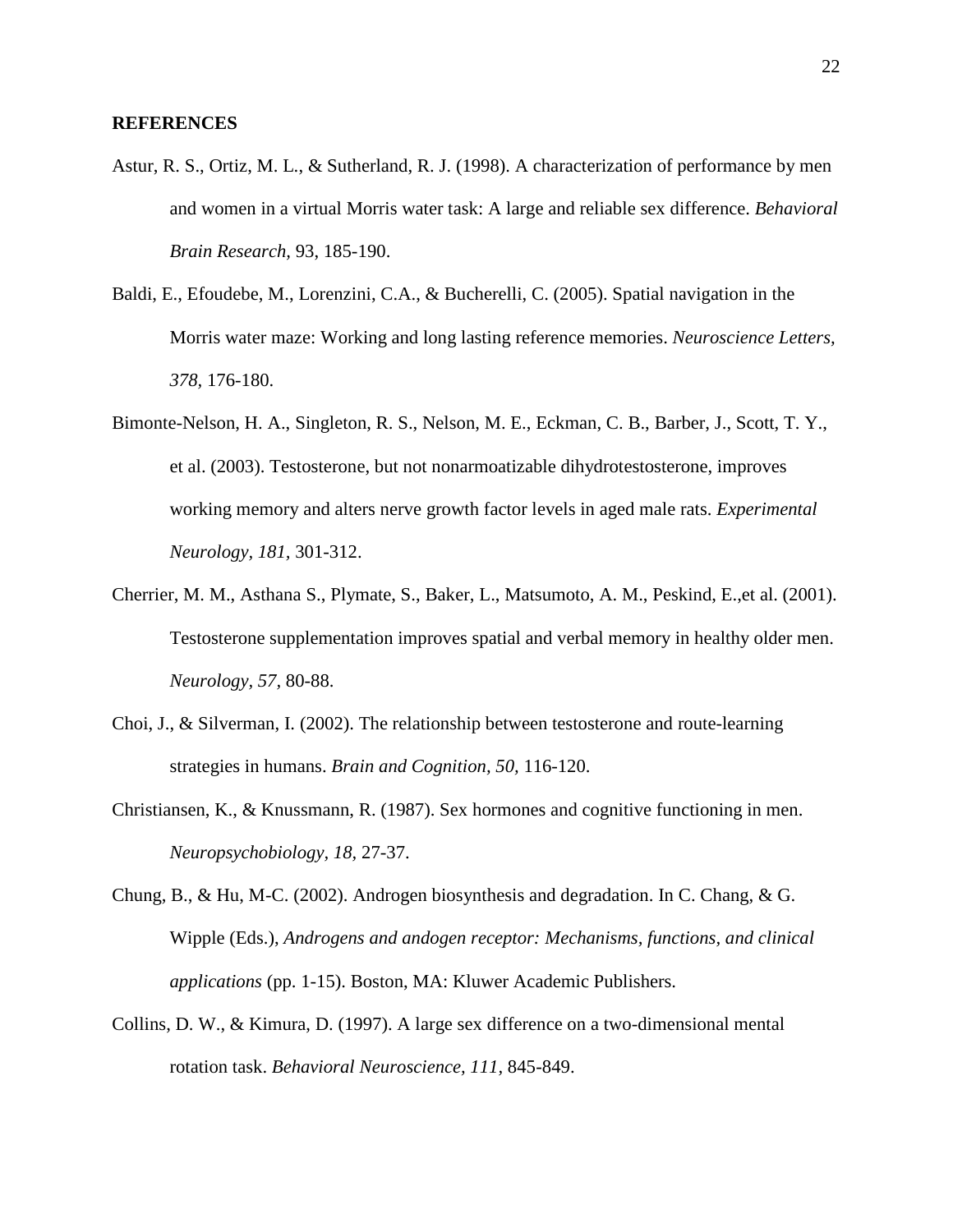## REFERENCES

Astur, R. S., Ortiz, M. L., & Sutherland, R. J. (1998). A characterization of performance by men and women in a virtual Morris water task: A large and reliable sex difference. *Behavioral Brain Research*, 93, 185-190.

Baldi, E., Efoudebe, M., Lorenzini, C.A., & Bucherelli, C. (2005). Spatial navigation in the Morris water maze: Working and long lasting reference memories. *Neuroscience Letters, 378*, 176-180.

Bimonte-Nelson, H. A., Singleton, R. S., Nelson, M. E., Eckman, C. B., Barber, J., Scott, T. Y., et al. (2003). Testosterone, but not nonarmoatizable dihydrotestosterone, improves working memory and alters nerve growth factor levels in aged male rats. *Experimental Neurology, 181*, 301-312.

Cherrier, M. M., Asthana S., Plymate, S., Baker, L., Matsumoto, A. M., Peskind, E.,et al. (2001). Testosterone supplementation improves spatial and verbal memory in healthy older men. *Neurology, 57*, 80-88.

Choi, J., & Silverman, I. (2002). The relationship between testosterone and route-learning strategies in humans. *Brain and Cognition, 50*, 116-120.

Christiansen, K., & Knussmann, R. (1987). Sex hormones and cognitive functioning in men. *Neuropsychobiology*, *18*, 27-37.

Chung, B., & Hu, M-C. (2002). Androgen biosynthesis and degradation. In C. Chang, & G. Wipple (Eds.), *Androgens and andogen receptor: Mechanisms, functions, and clinical applications* (pp. 1-15). Boston, MA: Kluwer Academic Publishers.

Collins, D. W., & Kimura, D. (1997). A large sex difference on a two-dimensional mental rotation task. *Behavioral Neuroscience, 111*, 845-849.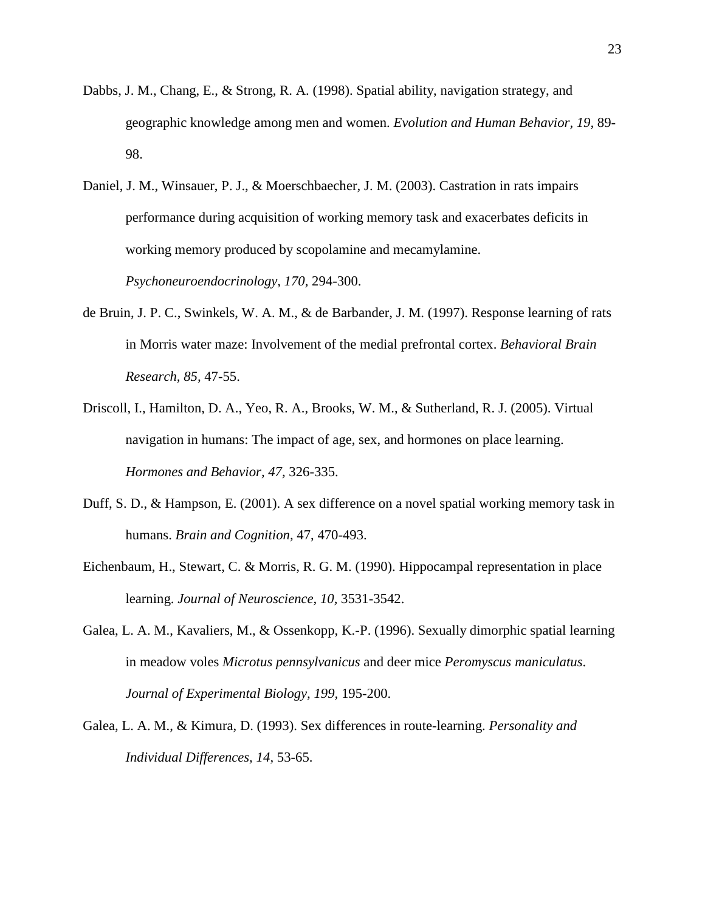Dabbs, J. M., Chang, E., & Strong, R. A. (1998). Spatial ability, navigation strategy, and geographic knowledge among men and women. *Evolution and Human Behavior, 19,* 89-98.

Daniel, J. M., Winsauer, P. J., & Moerschbaecher, J. M. (2003). Castration in rats impairs performance during acquisition of working memory task and exacerbates deficits in working memory produced by scopolamine and mecamylamine. *Psychoneuroendocrinology, 170,* 294-300.

de Bruin, J. P. C., Swinkels, W. A. M., & de Barbander, J. M. (1997). Response learning of rats in Morris water maze: Involvement of the medial prefrontal cortex. *Behavioral Brain Research, 85,* 47-55.

Driscoll, I., Hamilton, D. A., Yeo, R. A., Brooks, W. M., & Sutherland, R. J. (2005). Virtual navigation in humans: The impact of age, sex, and hormones on place learning. *Hormones and Behavior, 47,* 326-335.

Duff, S. D., & Hampson, E. (2001). A sex difference on a novel spatial working memory task in humans. *Brain and Cognition,* 47, 470-493.

Eichenbaum, H., Stewart, C. & Morris, R. G. M. (1990). Hippocampal representation in place learning. *Journal of Neuroscience, 10,* 3531-3542.

Galea, L. A. M., Kavaliers, M., & Ossenkopp, K.-P. (1996). Sexually dimorphic spatial learning in meadow voles *Microtus pennsylvanicus* and deer mice *Peromyscus maniculatus*. *Journal of Experimental Biology, 199,* 195-200.

Galea, L. A. M., & Kimura, D. (1993). Sex differences in route-learning. *Personality and Individual Differences, 14,* 53-65.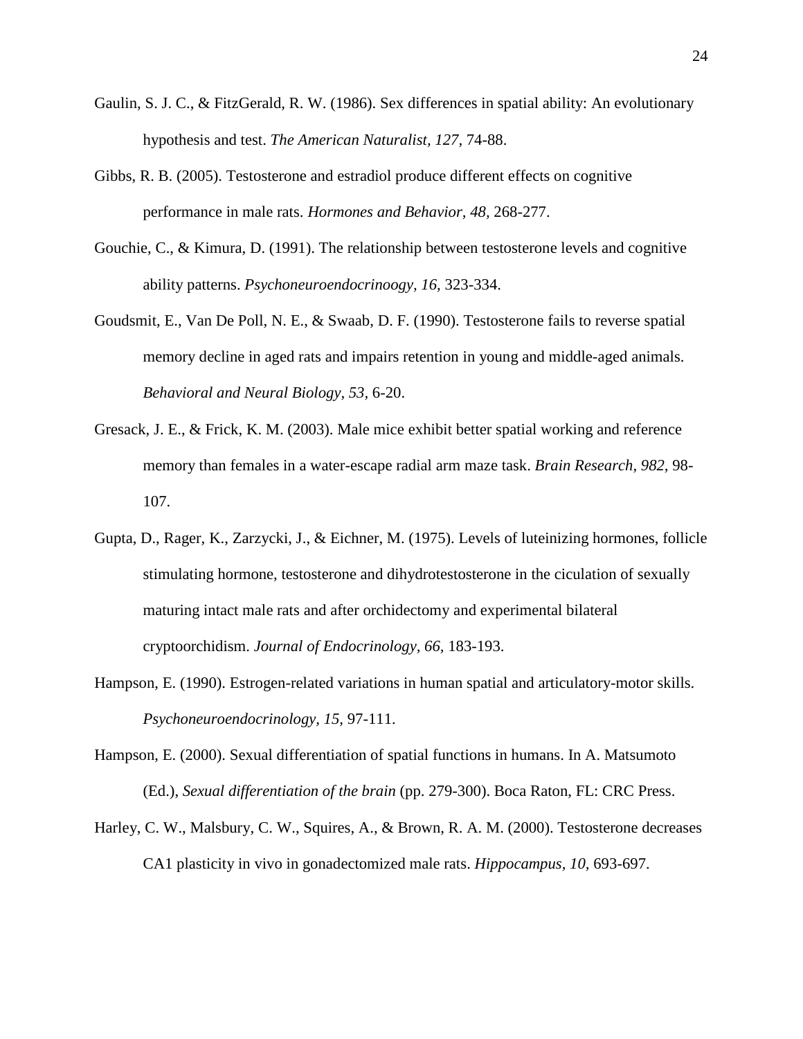Gaulin, S. J. C., & FitzGerald, R. W. (1986). Sex differences in spatial ability: An evolutionary hypothesis and test. *The American Naturalist, 127,* 74-88.

Gibbs, R. B. (2005). Testosterone and estradiol produce different effects on cognitive performance in male rats. *Hormones and Behavior, 48,* 268-277.

Gouchie, C., & Kimura, D. (1991). The relationship between testosterone levels and cognitive ability patterns. *Psychoneuroendocrinoogy, 16,* 323-334.

Goudsmit, E., Van De Poll, N. E., & Swaab, D. F. (1990). Testosterone fails to reverse spatial memory decline in aged rats and impairs retention in young and middle-aged animals. *Behavioral and Neural Biology, 53,* 6-20.

Gresack, J. E., & Frick, K. M. (2003). Male mice exhibit better spatial working and reference memory than females in a water-escape radial arm maze task. *Brain Research, 982,* 98-107.

Gupta, D., Rager, K., Zarzycki, J., & Eichner, M. (1975). Levels of luteinizing hormones, follicle stimulating hormone, testosterone and dihydrotestosterone in the ciculation of sexually maturing intact male rats and after orchidectomy and experimental bilateral cryptoorchidism. *Journal of Endocrinology, 66,* 183-193.

Hampson, E. (1990). Estrogen-related variations in human spatial and articulatory-motor skills. *Psychoneuroendocrinology, 15,* 97-111.

Hampson, E. (2000). Sexual differentiation of spatial functions in humans. In A. Matsumoto (Ed.), *Sexual differentiation of the brain* (pp. 279-300). Boca Raton, FL: CRC Press.

Harley, C. W., Malsbury, C. W., Squires, A., & Brown, R. A. M. (2000). Testosterone decreases CA1 plasticity in vivo in gonadectomized male rats. *Hippocampus, 10,* 693-697.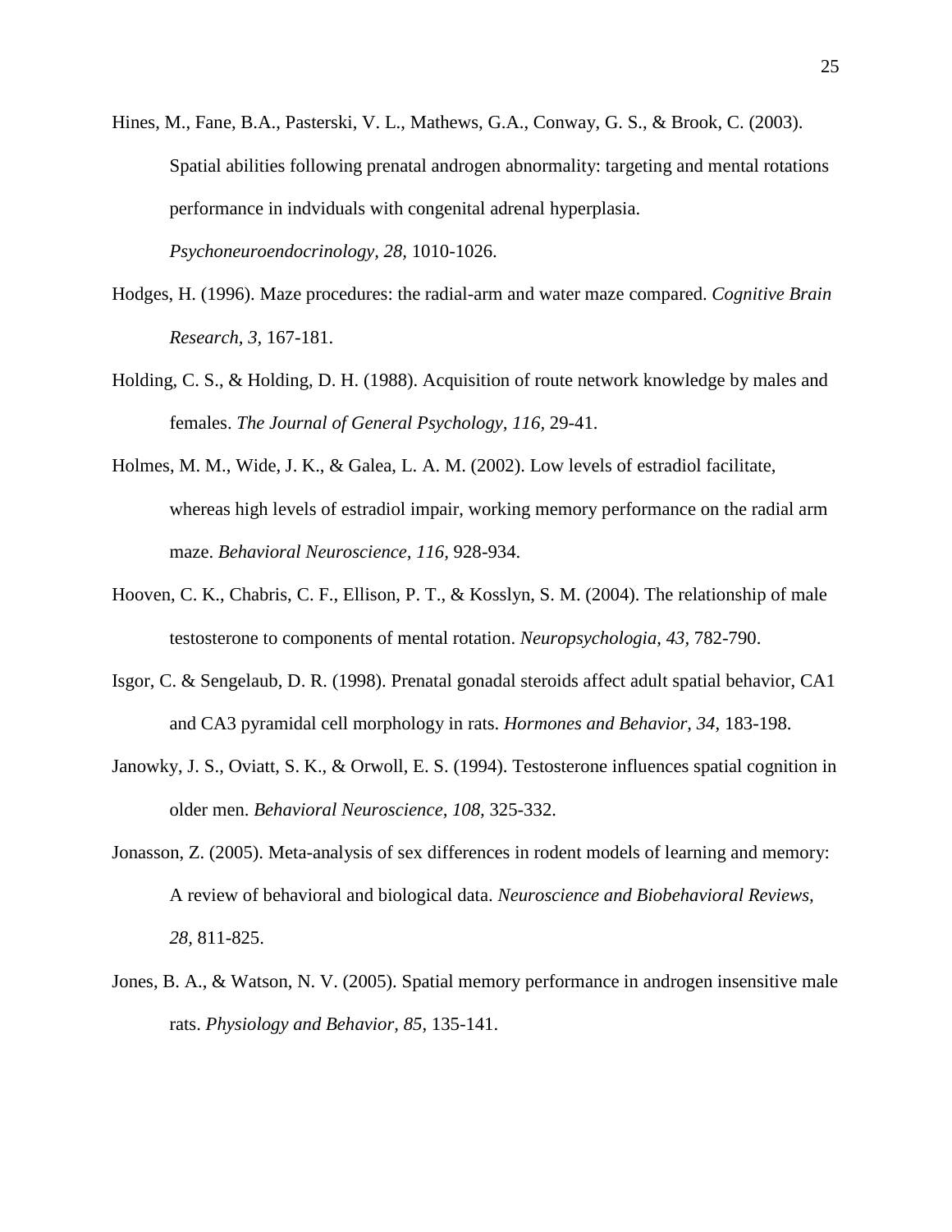Hines, M., Fane, B.A., Pasterski, V. L., Mathews, G.A., Conway, G. S., & Brook, C. (2003). Spatial abilities following prenatal androgen abnormality: targeting and mental rotations performance in indviduals with congenital adrenal hyperplasia. *Psychoneuroendocrinology, 28,* 1010-1026.

Hodges, H. (1996). Maze procedures: the radial-arm and water maze compared. *Cognitive Brain Research, 3*, 167-181.

Holding, C. S., & Holding, D. H. (1988). Acquisition of route network knowledge by males and females. *The Journal of General Psychology, 116,* 29-41.

Holmes, M. M., Wide, J. K., & Galea, L. A. M. (2002). Low levels of estradiol facilitate, whereas high levels of estradiol impair, working memory performance on the radial arm maze. *Behavioral Neuroscience, 116,* 928-934.

Hooven, C. K., Chabris, C. F., Ellison, P. T., & Kosslyn, S. M. (2004). The relationship of male testosterone to components of mental rotation. *Neuropsychologia, 43,* 782-790.

Isgor, C. & Sengelaub, D. R. (1998). Prenatal gonadal steroids affect adult spatial behavior, CA1 and CA3 pyramidal cell morphology in rats. *Hormones and Behavior, 34,* 183-198.

Janowky, J. S., Oviatt, S. K., & Orwoll, E. S. (1994). Testosterone influences spatial cognition in older men. *Behavioral Neuroscience, 108,* 325-332.

Jonasson, Z. (2005). Meta-analysis of sex differences in rodent models of learning and memory: A review of behavioral and biological data. *Neuroscience and Biobehavioral Reviews, 28,* 811-825.

Jones, B. A., & Watson, N. V. (2005). Spatial memory performance in androgen insensitive male rats. *Physiology and Behavior, 85,* 135-141.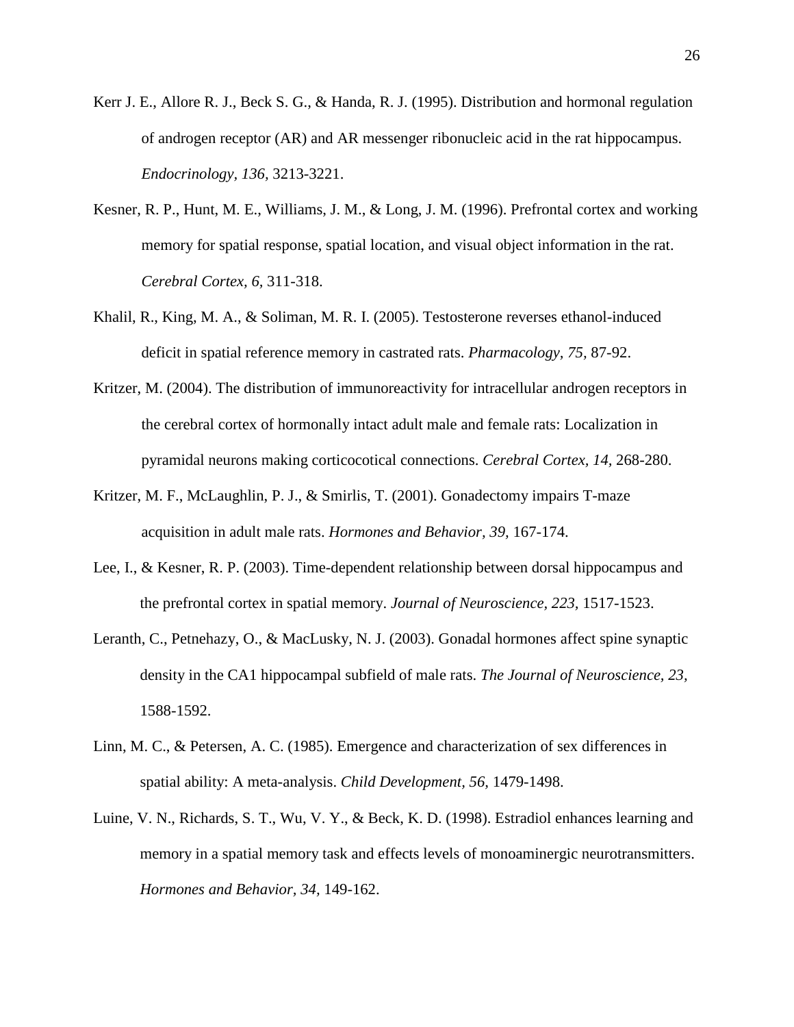Kerr J. E., Allore R. J., Beck S. G., & Handa, R. J. (1995). Distribution and hormonal regulation of androgen receptor (AR) and AR messenger ribonucleic acid in the rat hippocampus. *Endocrinology, 136,* 3213-3221.

Kesner, R. P., Hunt, M. E., Williams, J. M., & Long, J. M. (1996). Prefrontal cortex and working memory for spatial response, spatial location, and visual object information in the rat. *Cerebral Cortex, 6,* 311-318.

Khalil, R., King, M. A., & Soliman, M. R. I. (2005). Testosterone reverses ethanol-induced deficit in spatial reference memory in castrated rats. *Pharmacology, 75,* 87-92.

Kritzer, M. (2004). The distribution of immunoreactivity for intracellular androgen receptors in the cerebral cortex of hormonally intact adult male and female rats: Localization in pyramidal neurons making corticocotical connections. *Cerebral Cortex, 14,* 268-280.

Kritzer, M. F., McLaughlin, P. J., & Smirlis, T. (2001). Gonadectomy impairs T-maze acquisition in adult male rats. *Hormones and Behavior, 39,* 167-174.

Lee, I., & Kesner, R. P. (2003). Time-dependent relationship between dorsal hippocampus and the prefrontal cortex in spatial memory. *Journal of Neuroscience, 223,* 1517-1523.

Leranth, C., Petnehazy, O., & MacLusky, N. J. (2003). Gonadal hormones affect spine synaptic density in the CA1 hippocampal subfield of male rats. *The Journal of Neuroscience, 23,* 1588-1592.

Linn, M. C., & Petersen, A. C. (1985). Emergence and characterization of sex differences in spatial ability: A meta-analysis. *Child Development, 56,* 1479-1498.

Luine, V. N., Richards, S. T., Wu, V. Y., & Beck, K. D. (1998). Estradiol enhances learning and memory in a spatial memory task and effects levels of monoaminergic neurotransmitters. *Hormones and Behavior, 34,* 149-162.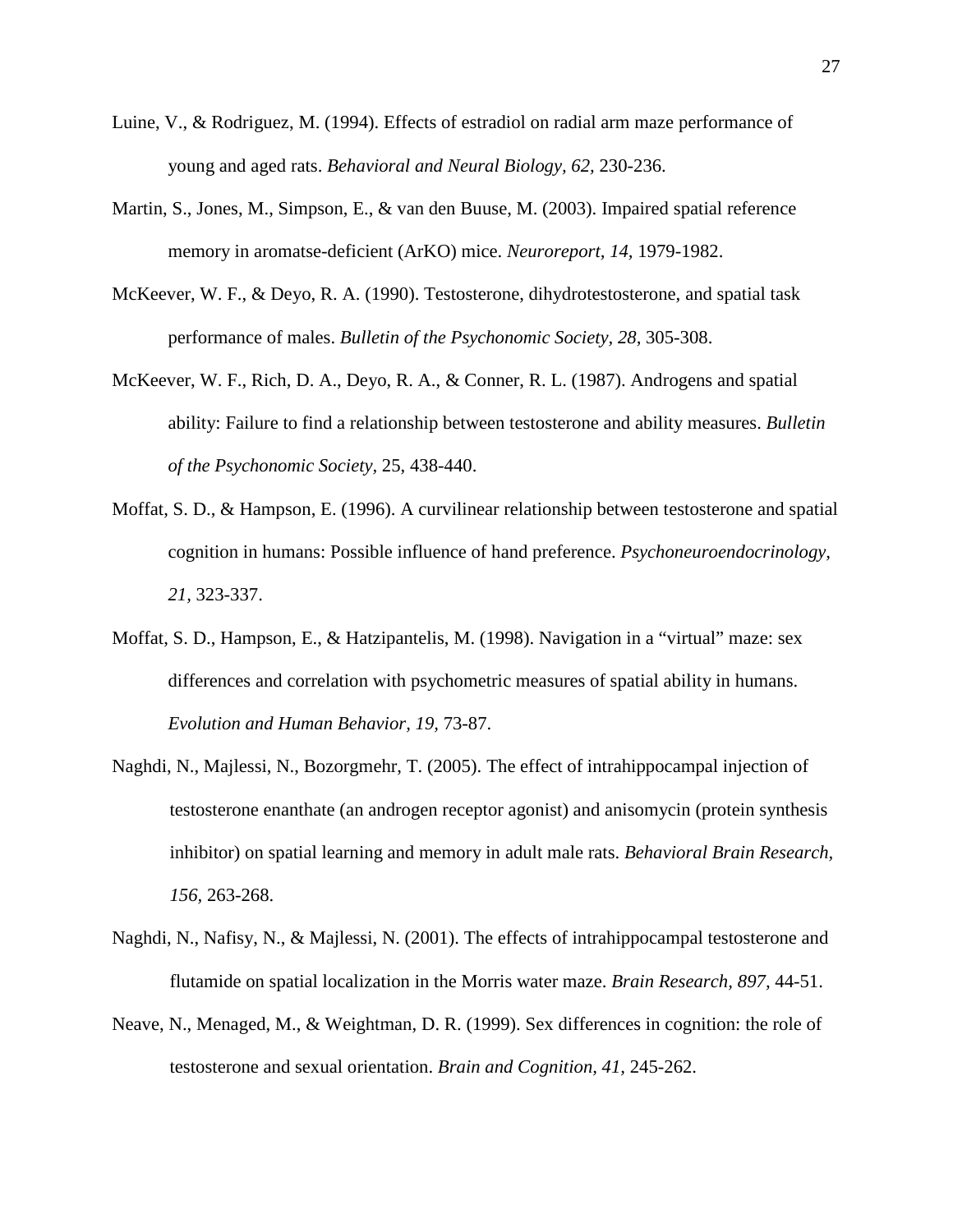Luine, V., & Rodriguez, M. (1994). Effects of estradiol on radial arm maze performance of young and aged rats. *Behavioral and Neural Biology, 62,* 230-236.

Martin, S., Jones, M., Simpson, E., & van den Buuse, M. (2003). Impaired spatial reference memory in aromatse-deficient (ArKO) mice. *Neuroreport, 14,* 1979-1982.

McKeever, W. F., & Deyo, R. A. (1990). Testosterone, dihydrotestosterone, and spatial task performance of males. *Bulletin of the Psychonomic Society, 28,* 305-308.

McKeever, W. F., Rich, D. A., Deyo, R. A., & Conner, R. L. (1987). Androgens and spatial ability: Failure to find a relationship between testosterone and ability measures. *Bulletin of the Psychonomic Society,* 25, 438-440.

Moffat, S. D., & Hampson, E. (1996). A curvilinear relationship between testosterone and spatial cognition in humans: Possible influence of hand preference. *Psychoneuroendocrinology, 21,* 323-337.

Moffat, S. D., Hampson, E., & Hatzipantelis, M. (1998). Navigation in a "virtual" maze: sex differences and correlation with psychometric measures of spatial ability in humans. *Evolution and Human Behavior, 19,* 73-87.

Naghdi, N., Majlessi, N., Bozorgmehr, T. (2005). The effect of intrahippocampal injection of testosterone enanthate (an androgen receptor agonist) and anisomycin (protein synthesis inhibitor) on spatial learning and memory in adult male rats. *Behavioral Brain Research, 156,* 263-268.

Naghdi, N., Nafisy, N., & Majlessi, N. (2001). The effects of intrahippocampal testosterone and flutamide on spatial localization in the Morris water maze. *Brain Research, 897,* 44-51.

Neave, N., Menaged, M., & Weightman, D. R. (1999). Sex differences in cognition: the role of testosterone and sexual orientation. *Brain and Cognition, 41,* 245-262.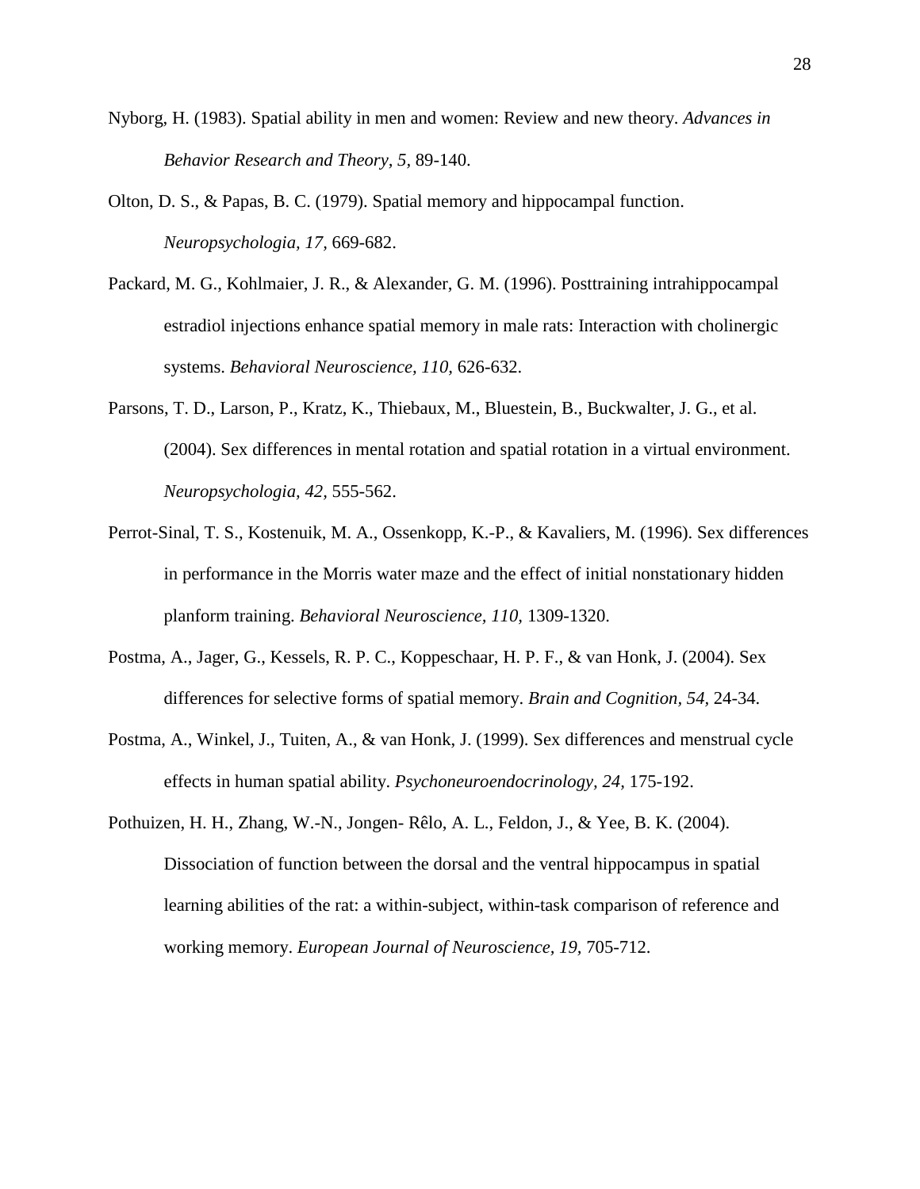Nyborg, H. (1983). Spatial ability in men and women: Review and new theory. *Advances in Behavior Research and Theory, 5,* 89-140.

Olton, D. S., & Papas, B. C. (1979). Spatial memory and hippocampal function. *Neuropsychologia, 17*, 669-682.

Packard, M. G., Kohlmaier, J. R., & Alexander, G. M. (1996). Posttraining intrahippocampal estradiol injections enhance spatial memory in male rats: Interaction with cholinergic systems. *Behavioral Neuroscience, 110,* 626-632.

Parsons, T. D., Larson, P., Kratz, K., Thiebaux, M., Bluestein, B., Buckwalter, J. G., et al. (2004). Sex differences in mental rotation and spatial rotation in a virtual environment. *Neuropsychologia, 42*, 555-562.

Perrot-Sinal, T. S., Kostenuik, M. A., Ossenkopp, K.-P., & Kavaliers, M. (1996). Sex differences in performance in the Morris water maze and the effect of initial nonstationary hidden planform training. *Behavioral Neuroscience, 110,* 1309-1320.

Postma, A., Jager, G., Kessels, R. P. C., Koppeschaar, H. P. F., & van Honk, J. (2004). Sex differences for selective forms of spatial memory. *Brain and Cognition, 54,* 24-34.

Postma, A., Winkel, J., Tuiten, A., & van Honk, J. (1999). Sex differences and menstrual cycle effects in human spatial ability. *Psychoneuroendocrinology, 24*, 175-192.

Pothuizen, H. H., Zhang, W.-N., Jongen- Rêlo, A. L., Feldon, J., & Yee, B. K. (2004). Dissociation of function between the dorsal and the ventral hippocampus in spatial learning abilities of the rat: a within-subject, within-task comparison of reference and working memory. *European Journal of Neuroscience, 19*, 705-712.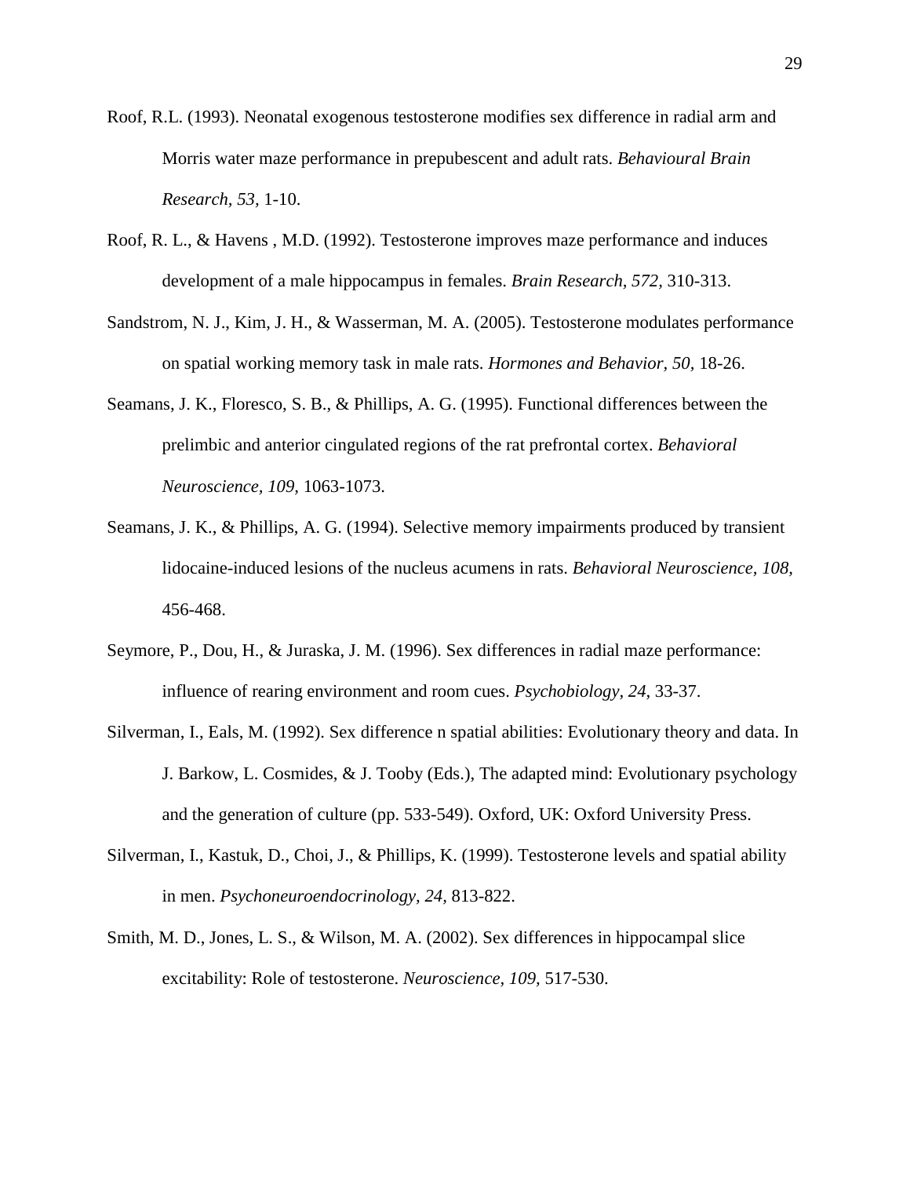Roof, R.L. (1993). Neonatal exogenous testosterone modifies sex difference in radial arm and Morris water maze performance in prepubescent and adult rats. *Behavioural Brain Research, 53,* 1-10.

Roof, R. L., & Havens , M.D. (1992). Testosterone improves maze performance and induces development of a male hippocampus in females. *Brain Research, 572,* 310-313.

Sandstrom, N. J., Kim, J. H., & Wasserman, M. A. (2005). Testosterone modulates performance on spatial working memory task in male rats. *Hormones and Behavior, 50,* 18-26.

Seamans, J. K., Floresco, S. B., & Phillips, A. G. (1995). Functional differences between the prelimbic and anterior cingulated regions of the rat prefrontal cortex. *Behavioral Neuroscience, 109,* 1063-1073.

Seamans, J. K., & Phillips, A. G. (1994). Selective memory impairments produced by transient lidocaine-induced lesions of the nucleus acumens in rats. *Behavioral Neuroscience, 108,* 456-468.

Seymore, P., Dou, H., & Juraska, J. M. (1996). Sex differences in radial maze performance: influence of rearing environment and room cues. *Psychobiology, 24,* 33-37.

Silverman, I., Eals, M. (1992). Sex difference n spatial abilities: Evolutionary theory and data. In J. Barkow, L. Cosmides, & J. Tooby (Eds.), The adapted mind: Evolutionary psychology and the generation of culture (pp. 533-549). Oxford, UK: Oxford University Press.

Silverman, I., Kastuk, D., Choi, J., & Phillips, K. (1999). Testosterone levels and spatial ability in men. *Psychoneuroendocrinology, 24,* 813-822.

Smith, M. D., Jones, L. S., & Wilson, M. A. (2002). Sex differences in hippocampal slice excitability: Role of testosterone. *Neuroscience, 109,* 517-530.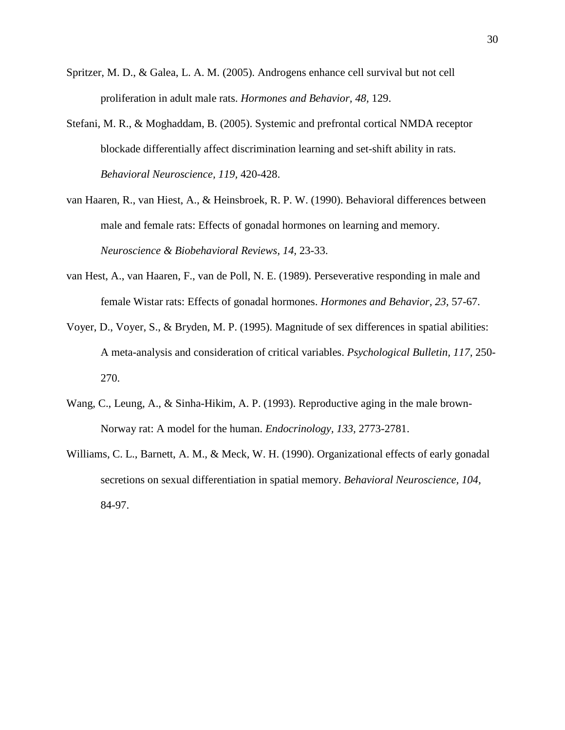Spritzer, M. D., & Galea, L. A. M. (2005). Androgens enhance cell survival but not cell proliferation in adult male rats. *Hormones and Behavior, 48,* 129.

Stefani, M. R., & Moghaddam, B. (2005). Systemic and prefrontal cortical NMDA receptor blockade differentially affect discrimination learning and set-shift ability in rats. *Behavioral Neuroscience, 119,* 420-428.

van Haaren, R., van Hiest, A., & Heinsbroek, R. P. W. (1990). Behavioral differences between male and female rats: Effects of gonadal hormones on learning and memory. *Neuroscience & Biobehavioral Reviews, 14,* 23-33.

van Hest, A., van Haaren, F., van de Poll, N. E. (1989). Perseverative responding in male and female Wistar rats: Effects of gonadal hormones. *Hormones and Behavior, 23,* 57-67.

Voyer, D., Voyer, S., & Bryden, M. P. (1995). Magnitude of sex differences in spatial abilities: A meta-analysis and consideration of critical variables. *Psychological Bulletin, 117*, 250-270.

Wang, C., Leung, A., & Sinha-Hikim, A. P. (1993). Reproductive aging in the male brown-Norway rat: A model for the human. *Endocrinology, 133,* 2773-2781.

Williams, C. L., Barnett, A. M., & Meck, W. H. (1990). Organizational effects of early gonadal secretions on sexual differentiation in spatial memory. *Behavioral Neuroscience, 104,* 84-97.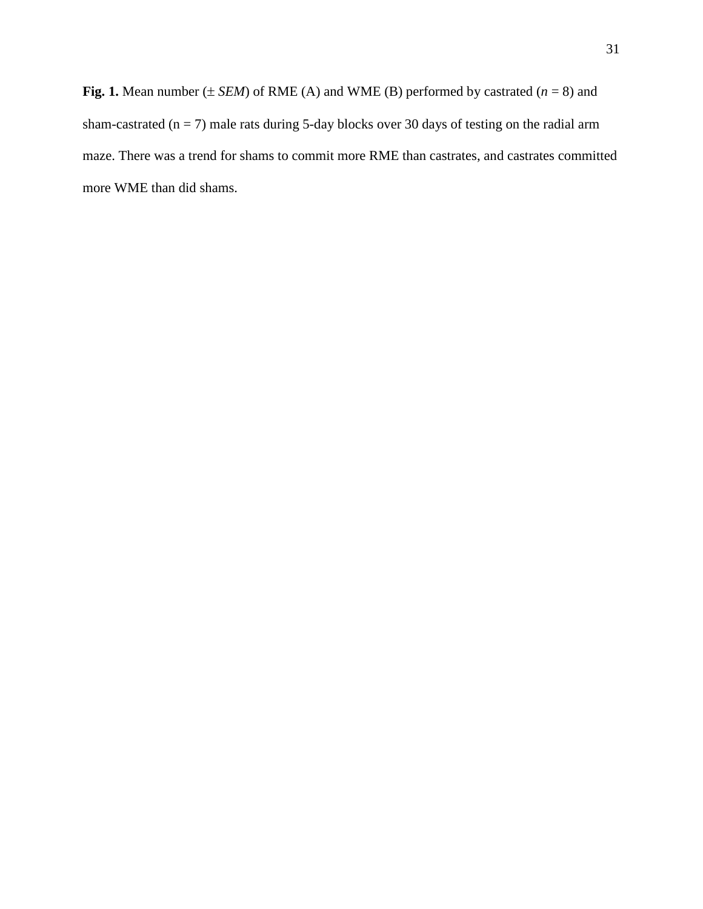**Fig. 1.** Mean number (± *SEM*) of RME (A) and WME (B) performed by castrated (*n* = 8) and sham-castrated (n = 7) male rats during 5-day blocks over 30 days of testing on the radial arm maze. There was a trend for shams to commit more RME than castrates, and castrates committed more WME than did shams.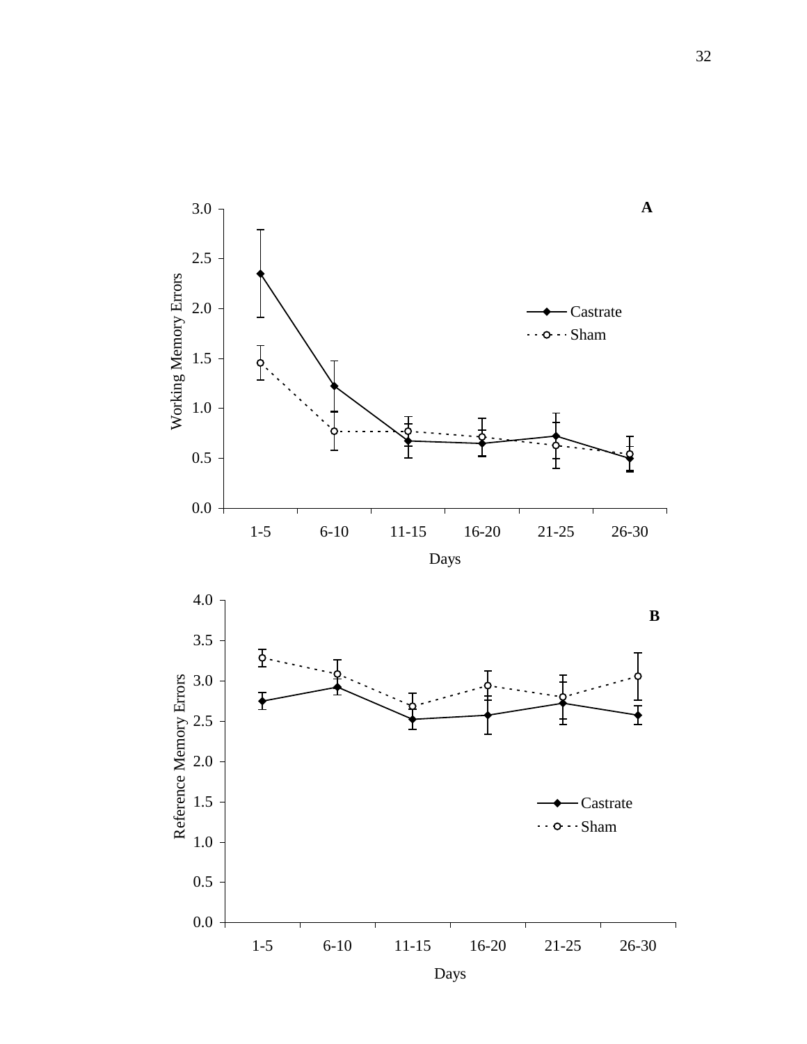**A**

Working Memory Errors

3.0
2.5
2.0
1.5
1.0
0.5
0.0

1-5 6-10 11-15 16-20 21-25 26-30

Days

Castrate
Sham

**B**

Reference Memory Errors

4.0
3.5
3.0
2.5
2.0
1.5
1.0
0.5
0.0

1-5 6-10 11-15 16-20 21-25 26-30

Days

Castrate
Sham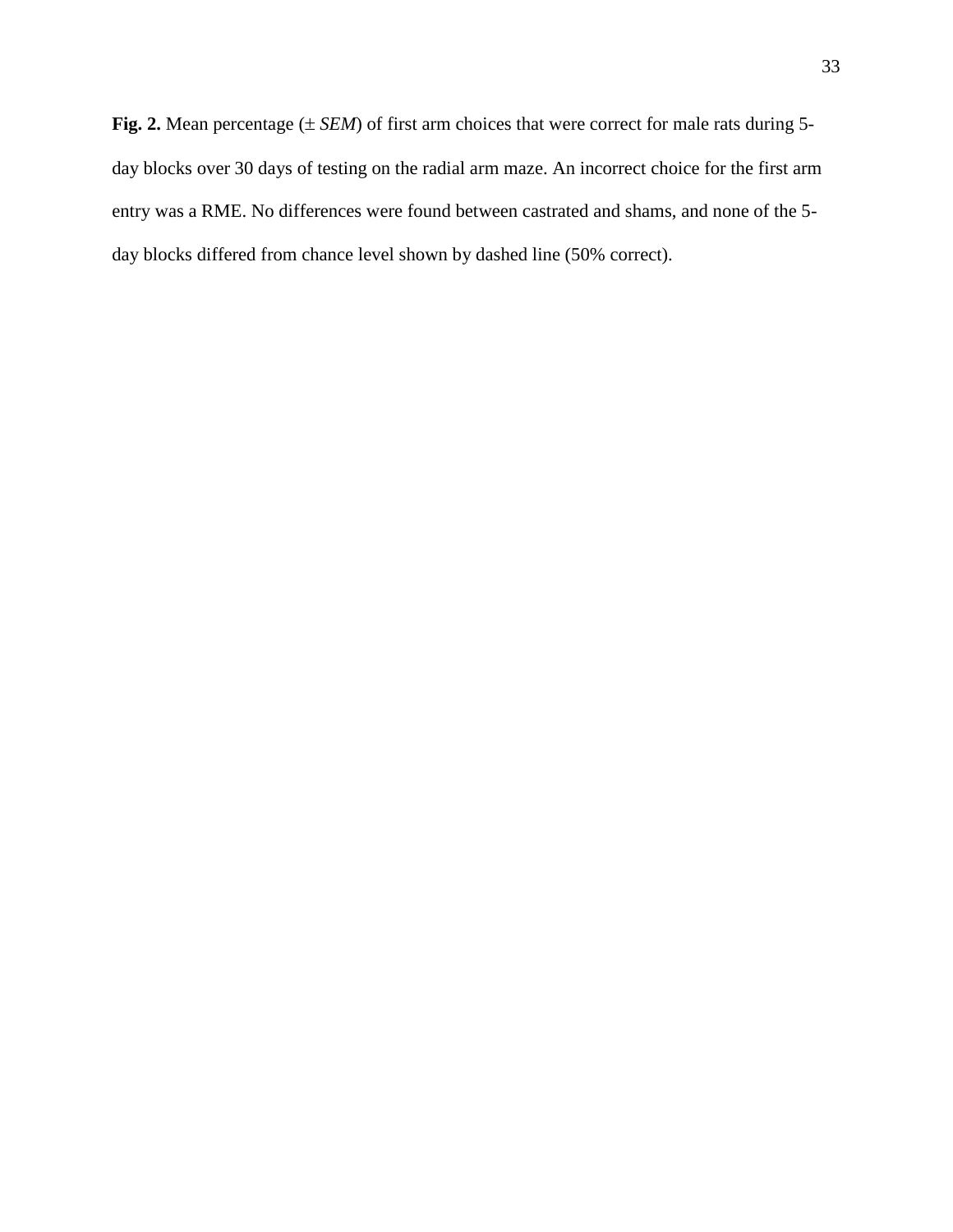**Fig. 2.** Mean percentage (± *SEM*) of first arm choices that were correct for male rats during 5-day blocks over 30 days of testing on the radial arm maze. An incorrect choice for the first arm entry was a RME. No differences were found between castrated and shams, and none of the 5-day blocks differed from chance level shown by dashed line (50% correct).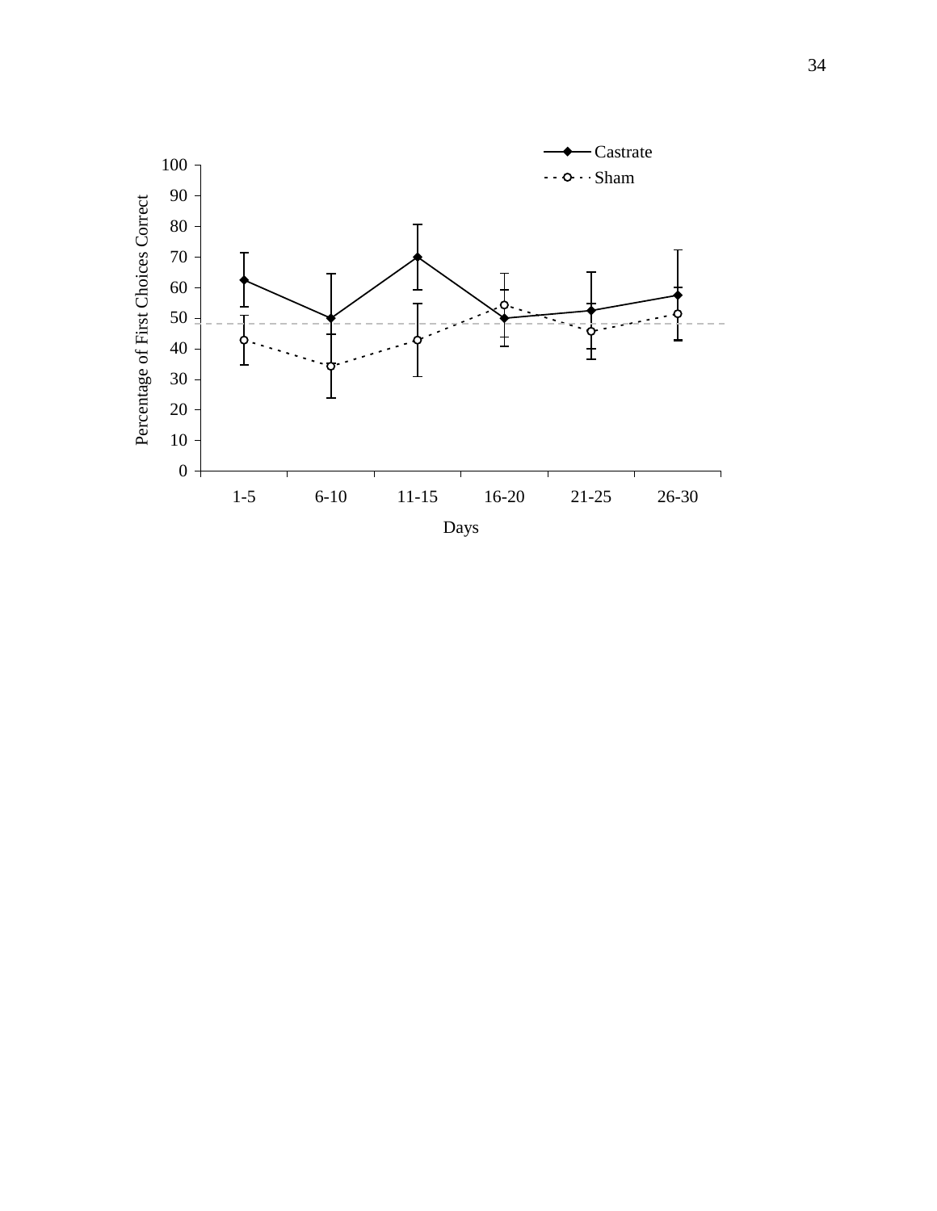Percentage of First Choices Correct

100
90
80
70
60
50
40
30
20
10
0

1-5 6-10 11-15 16-20 21-25 26-30

Days

Castrate

Sham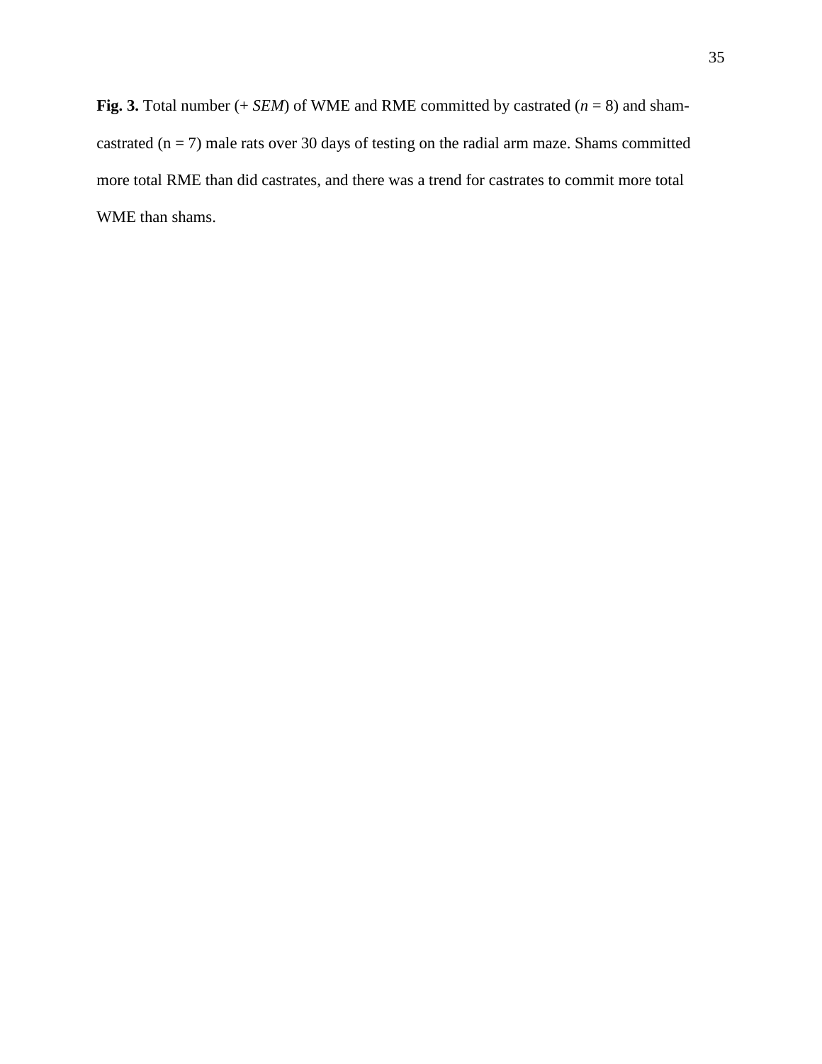**Fig. 3.** Total number (+ *SEM*) of WME and RME committed by castrated (*n* = 8) and sham-castrated (n = 7) male rats over 30 days of testing on the radial arm maze. Shams committed more total RME than did castrates, and there was a trend for castrates to commit more total WME than shams.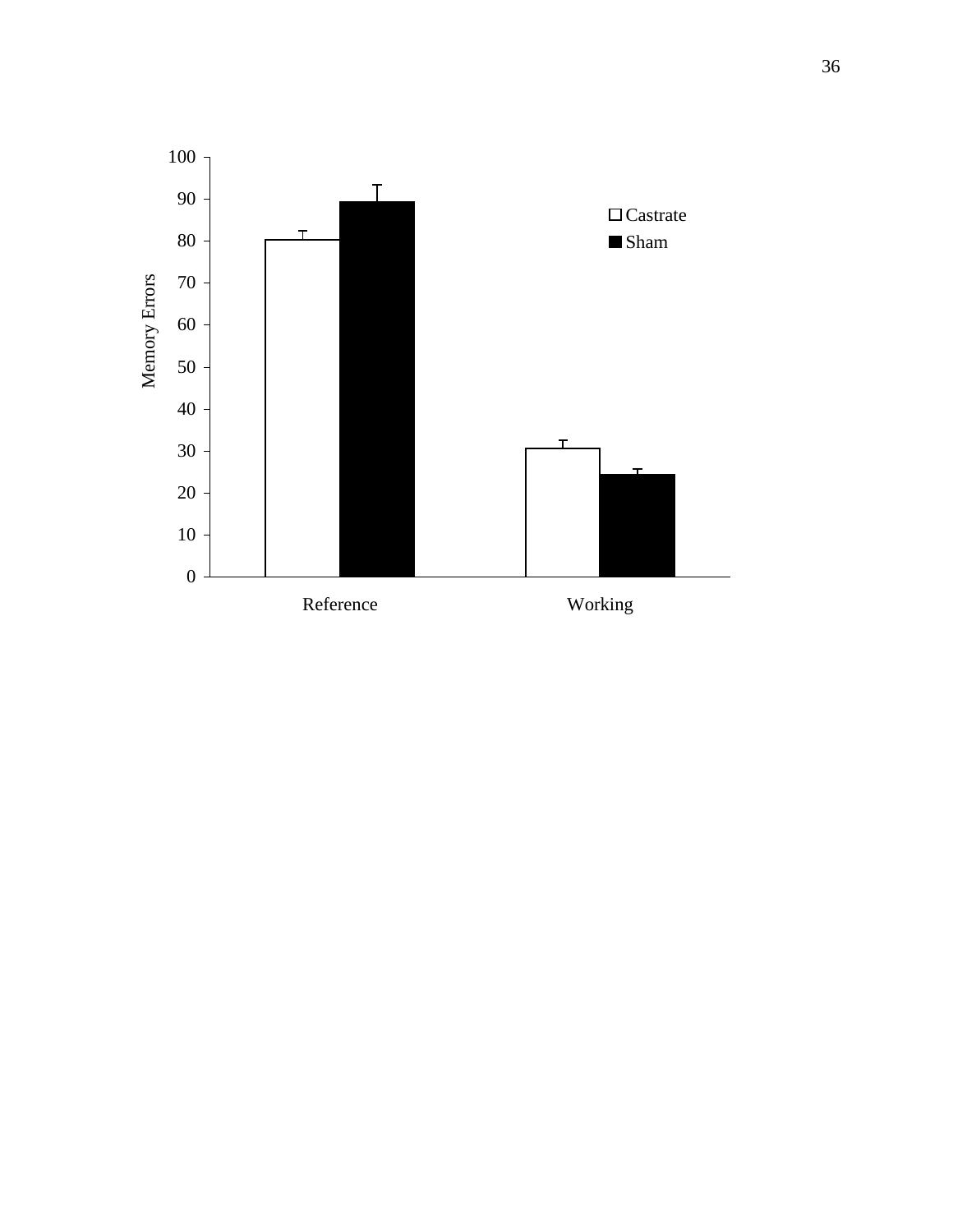Memory Errors

100
90
80
70
60
50
40
30
20
10
0

□ Castrate
■ Sham

Reference

Working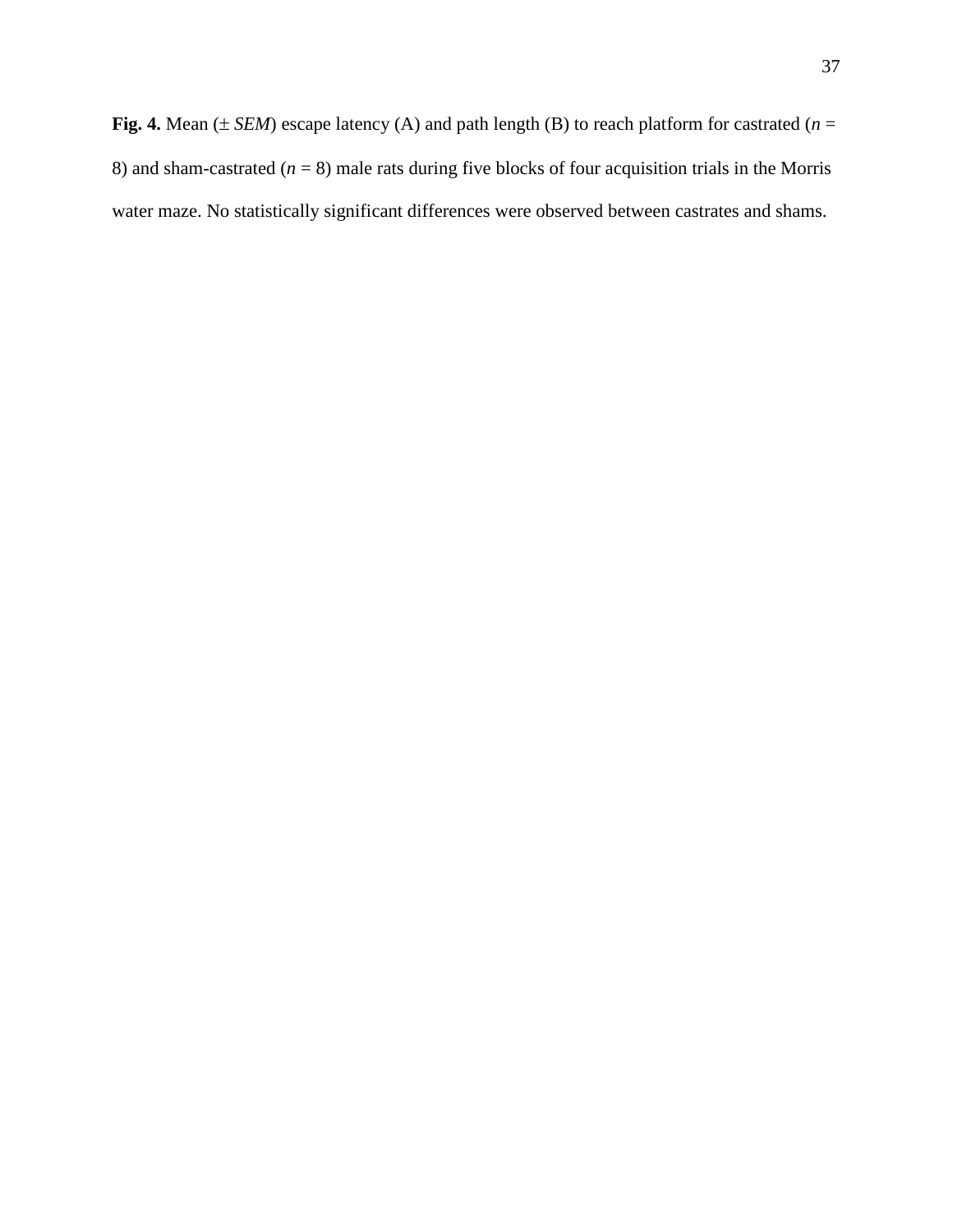**Fig. 4.** Mean (± *SEM*) escape latency (A) and path length (B) to reach platform for castrated ($n$ = 8) and sham-castrated ($n$ = 8) male rats during five blocks of four acquisition trials in the Morris water maze. No statistically significant differences were observed between castrates and shams.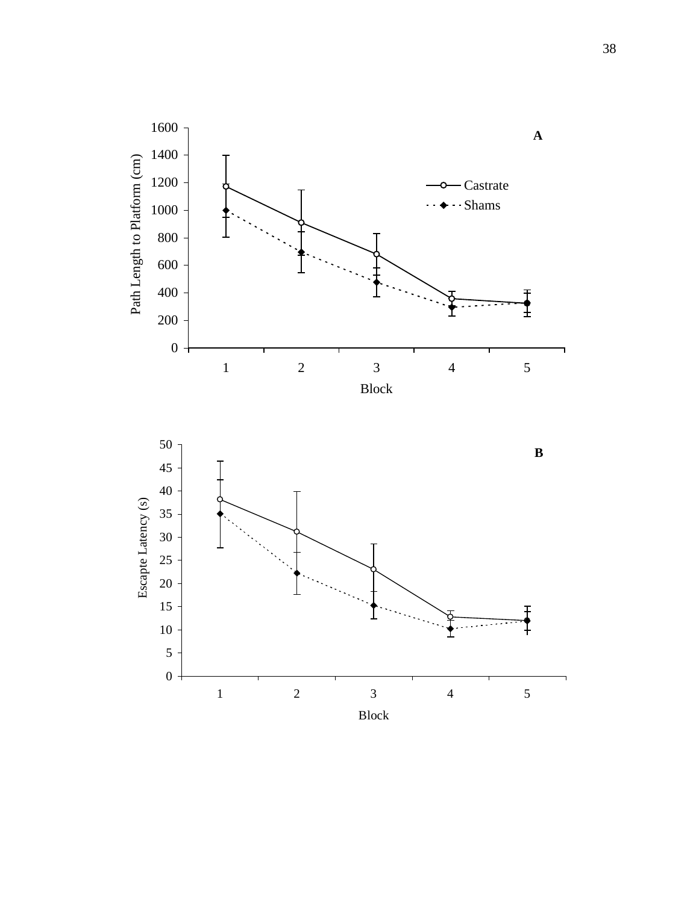**A**

Path Length to Platform (cm)

Block

— Castrate

- - Shams

**B**

Escapte Latency (s)

Block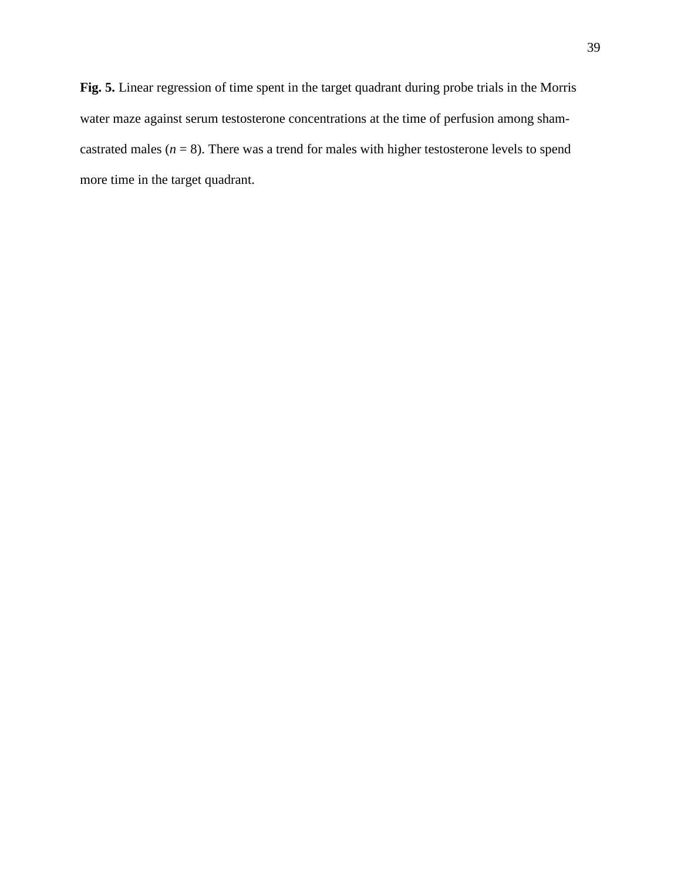**Fig. 5.** Linear regression of time spent in the target quadrant during probe trials in the Morris water maze against serum testosterone concentrations at the time of perfusion among sham-castrated males ($n = 8$). There was a trend for males with higher testosterone levels to spend more time in the target quadrant.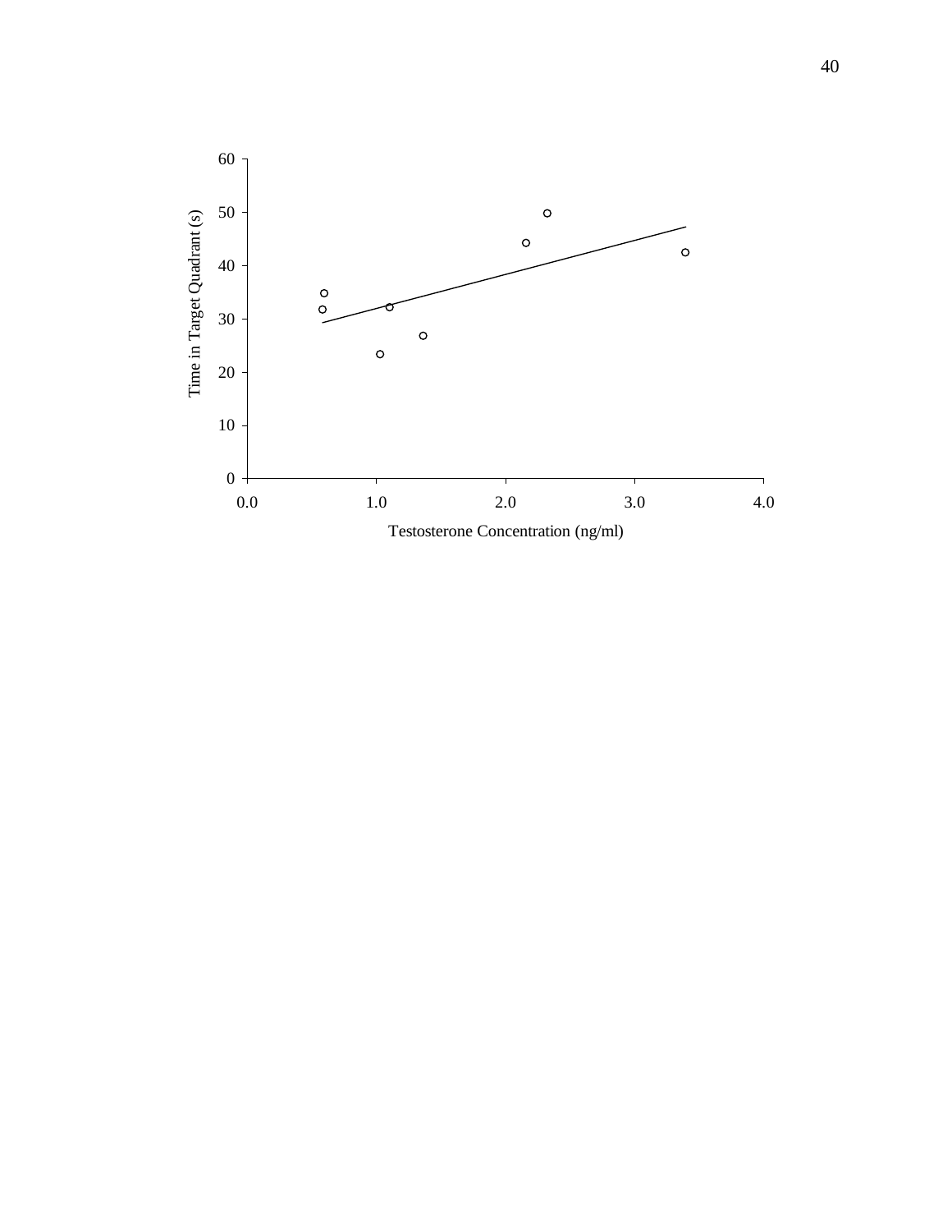Time in Target Quadrant (s)

Testosterone Concentration (ng/ml)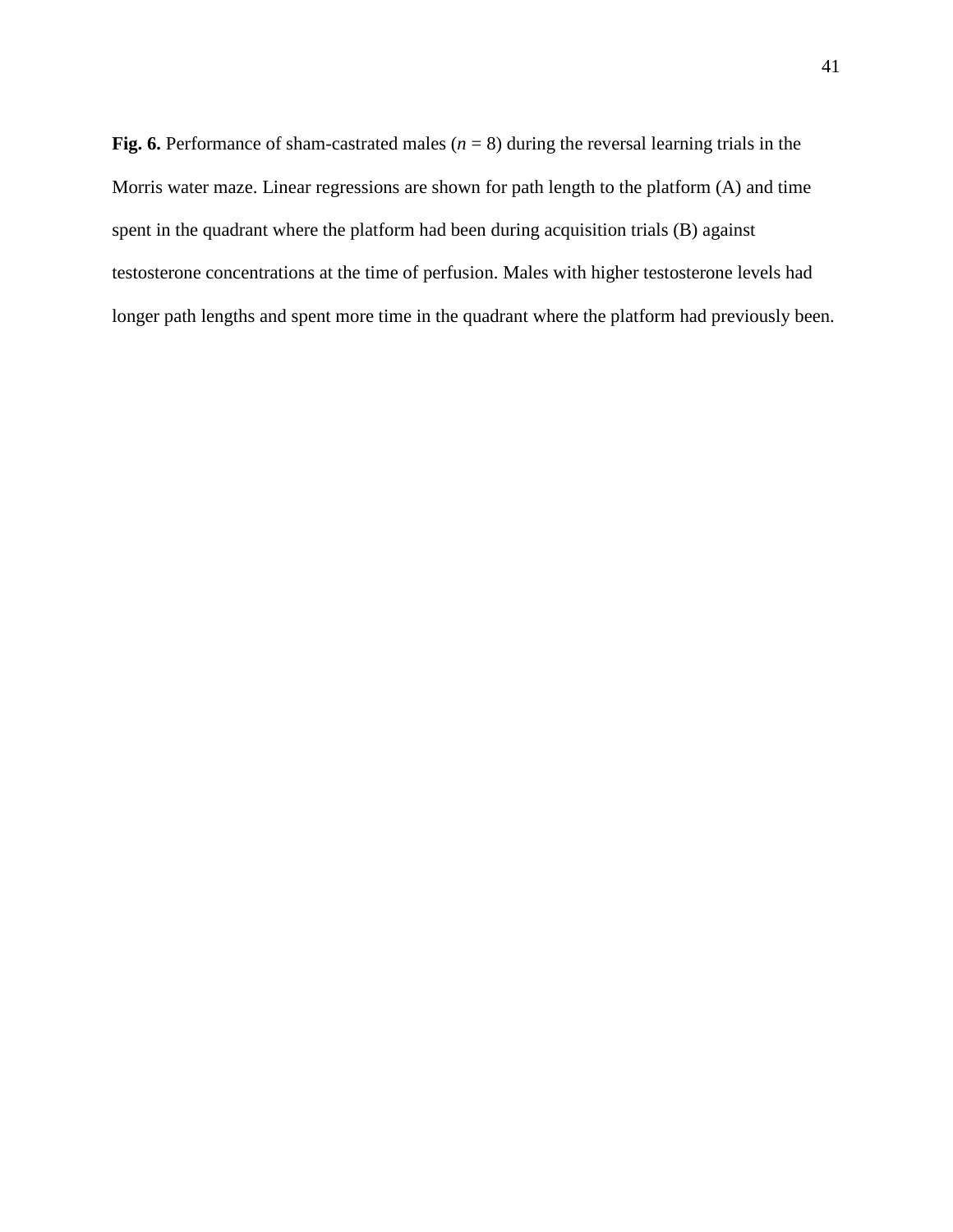**Fig. 6.** Performance of sham-castrated males (*n* = 8) during the reversal learning trials in the Morris water maze. Linear regressions are shown for path length to the platform (A) and time spent in the quadrant where the platform had been during acquisition trials (B) against testosterone concentrations at the time of perfusion. Males with higher testosterone levels had longer path lengths and spent more time in the quadrant where the platform had previously been.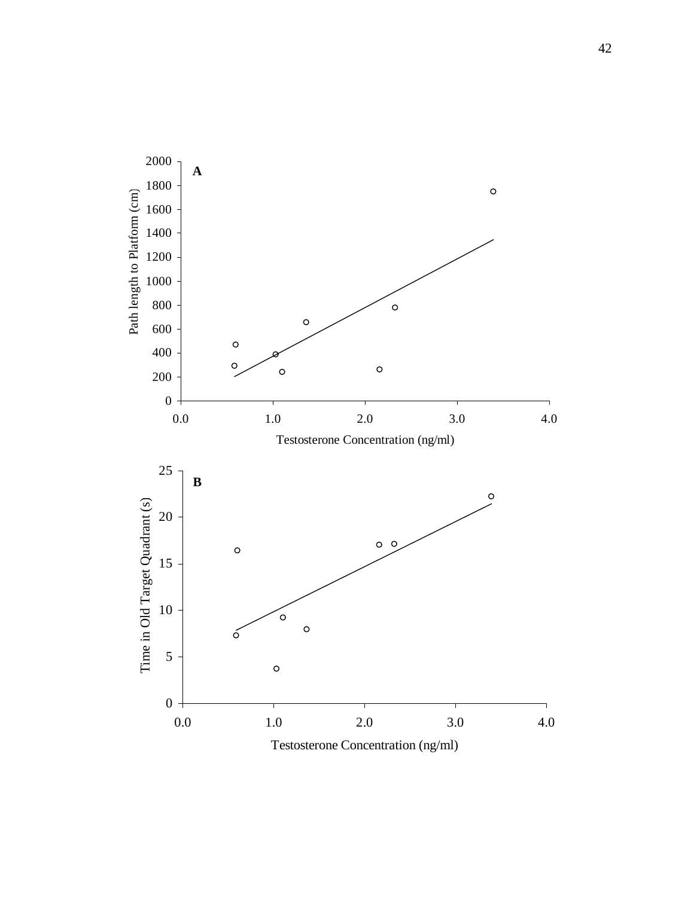A

2000
1800
1600
1400
1200
1000
800
600
400
200
0

Path length to Platform (cm)

0.0
1.0
2.0
3.0
4.0

Testosterone Concentration (ng/ml)

B

25
20
15
10
5
0

Time in Old Target Quadrant (s)

0.0
1.0
2.0
3.0
4.0

Testosterone Concentration (ng/ml)